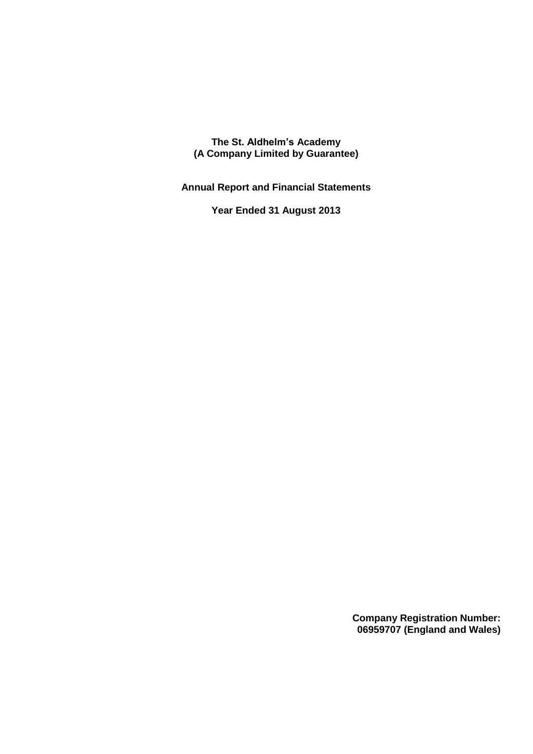# The St. Aldhelm's Academy
# (A Company Limited by Guarantee)

## Annual Report and Financial Statements

## Year Ended 31 August 2013

**Company Registration Number:**
**06959707 (England and Wales)**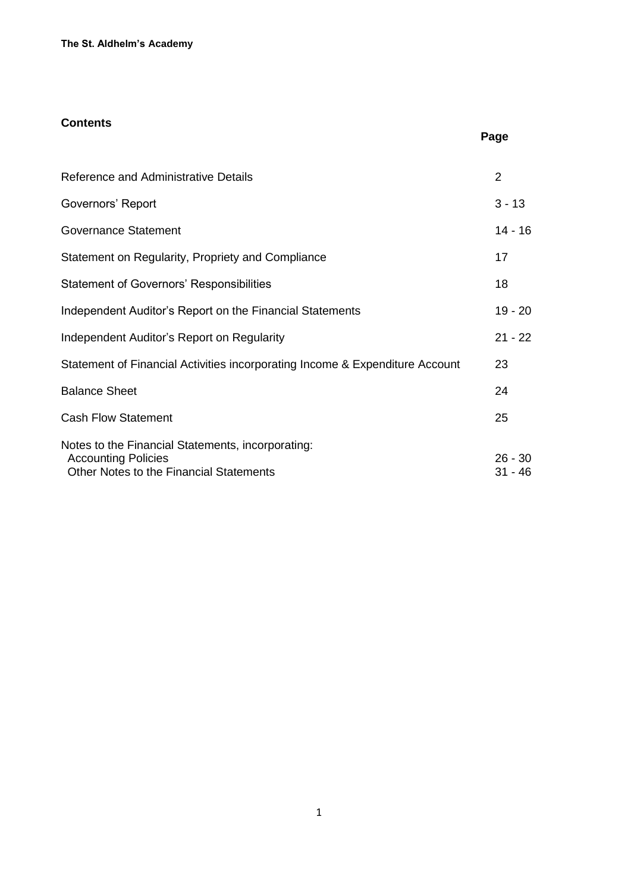## Contents

| | Page |
|---|---|
| Reference and Administrative Details | 2 |
| Governors' Report | 3 - 13 |
| Governance Statement | 14 - 16 |
| Statement on Regularity, Propriety and Compliance | 17 |
| Statement of Governors' Responsibilities | 18 |
| Independent Auditor's Report on the Financial Statements | 19 - 20 |
| Independent Auditor's Report on Regularity | 21 - 22 |
| Statement of Financial Activities incorporating Income & Expenditure Account | 23 |
| Balance Sheet | 24 |
| Cash Flow Statement | 25 |
| Notes to the Financial Statements, incorporating: | |
| Accounting Policies | 26 - 30 |
| Other Notes to the Financial Statements | 31 - 46 |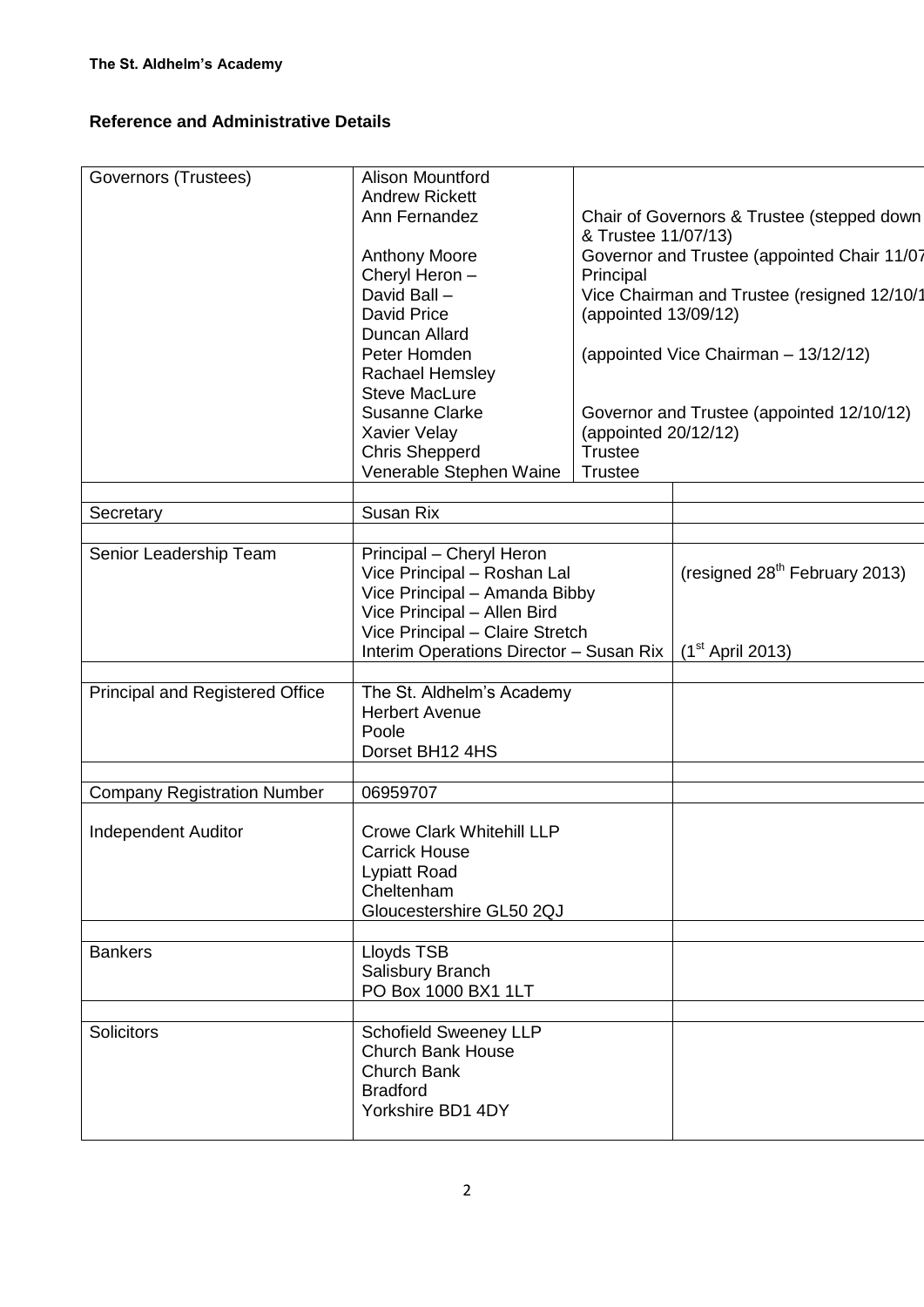**The St. Aldhelm's Academy**

## Reference and Administrative Details

| | | | |
|---|---|---|---|
| Governors (Trustees) | Alison Mountford<br>Andrew Rickett<br>Ann Fernandez<br><br>Anthony Moore<br>Cheryl Heron –<br>David Ball –<br>David Price<br>Duncan Allard<br>Peter Homden<br>Rachael Hemsley<br>Steve MacLure<br>Susanne Clarke<br>Xavier Velay<br>Chris Shepperd<br>Venerable Stephen Waine | <br><br>Chair of Governors & Trustee (stepped down & Trustee 11/07/13)<br>Governor and Trustee (appointed Chair 11/07<br>Principal<br>Vice Chairman and Trustee (resigned 12/10/1<br>(appointed 13/09/12)<br><br>(appointed Vice Chairman – 13/12/12)<br><br><br>Governor and Trustee (appointed 12/10/12)<br>(appointed 20/12/12)<br>Trustee<br>Trustee | |
| | | | |
| Secretary | Susan Rix | | |
| | | | |
| Senior Leadership Team | Principal – Cheryl Heron<br>Vice Principal – Roshan Lal<br>Vice Principal – Amanda Bibby<br>Vice Principal – Allen Bird<br>Vice Principal – Claire Stretch<br>Interim Operations Director – Susan Rix | | <br>(resigned 28th February 2013)<br><br><br><br>(1st April 2013) |
| | | | |
| Principal and Registered Office | The St. Aldhelm's Academy<br>Herbert Avenue<br>Poole<br>Dorset BH12 4HS | | |
| | | | |
| Company Registration Number | 06959707 | | |
| Independent Auditor | Crowe Clark Whitehill LLP<br>Carrick House<br>Lypiatt Road<br>Cheltenham<br>Gloucestershire GL50 2QJ | | |
| | | | |
| Bankers | Lloyds TSB<br>Salisbury Branch<br>PO Box 1000 BX1 1LT | | |
| | | | |
| Solicitors | Schofield Sweeney LLP<br>Church Bank House<br>Church Bank<br>Bradford<br>Yorkshire BD1 4DY | | |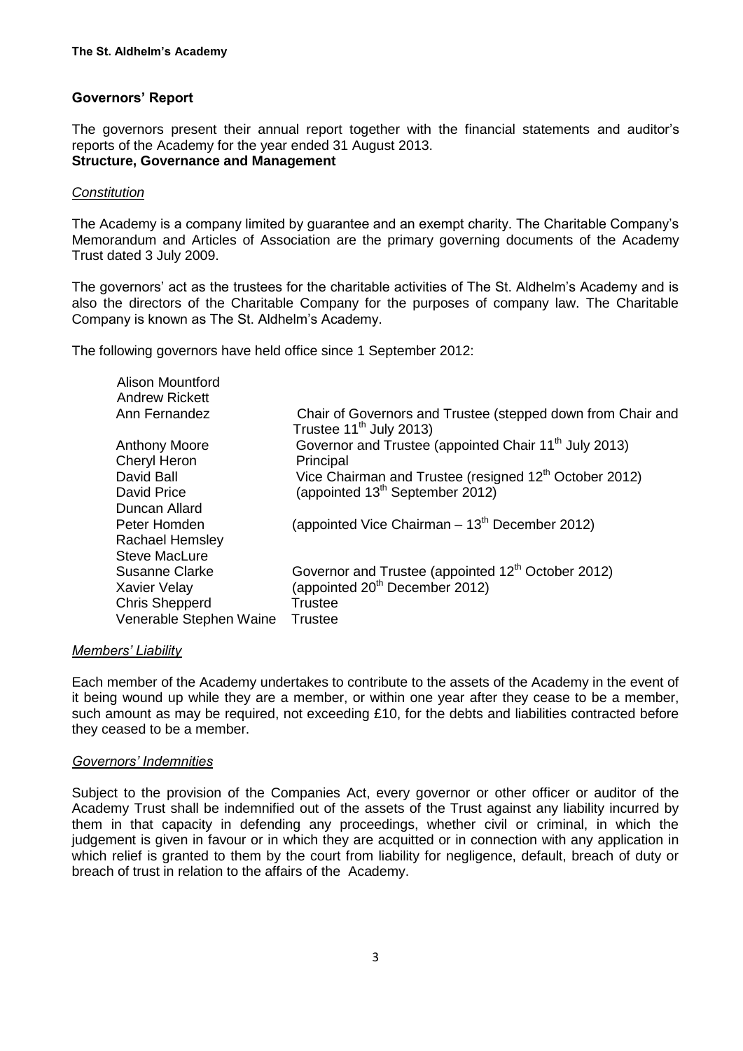## Governors' Report

The governors present their annual report together with the financial statements and auditor's reports of the Academy for the year ended 31 August 2013.

**Structure, Governance and Management**

*Constitution*

The Academy is a company limited by guarantee and an exempt charity. The Charitable Company's Memorandum and Articles of Association are the primary governing documents of the Academy Trust dated 3 July 2009.

The governors' act as the trustees for the charitable activities of The St. Aldhelm's Academy and is also the directors of the Charitable Company for the purposes of company law. The Charitable Company is known as The St. Aldhelm's Academy.

The following governors have held office since 1 September 2012:

| | |
|---|---|
| Alison Mountford | |
| Andrew Rickett | |
| Ann Fernandez | Chair of Governors and Trustee (stepped down from Chair and Trustee 11th July 2013) |
| Anthony Moore | Governor and Trustee (appointed Chair 11th July 2013) |
| Cheryl Heron | Principal |
| David Ball | Vice Chairman and Trustee (resigned 12th October 2012) |
| David Price | (appointed 13th September 2012) |
| Duncan Allard | |
| Peter Homden | (appointed Vice Chairman – 13th December 2012) |
| Rachael Hemsley | |
| Steve MacLure | |
| Susanne Clarke | Governor and Trustee (appointed 12th October 2012) |
| Xavier Velay | (appointed 20th December 2012) |
| Chris Shepperd | Trustee |
| Venerable Stephen Waine | Trustee |

*Members' Liability*

Each member of the Academy undertakes to contribute to the assets of the Academy in the event of it being wound up while they are a member, or within one year after they cease to be a member, such amount as may be required, not exceeding £10, for the debts and liabilities contracted before they ceased to be a member.

*Governors' Indemnities*

Subject to the provision of the Companies Act, every governor or other officer or auditor of the Academy Trust shall be indemnified out of the assets of the Trust against any liability incurred by them in that capacity in defending any proceedings, whether civil or criminal, in which the judgement is given in favour or in which they are acquitted or in connection with any application in which relief is granted to them by the court from liability for negligence, default, breach of duty or breach of trust in relation to the affairs of the Academy.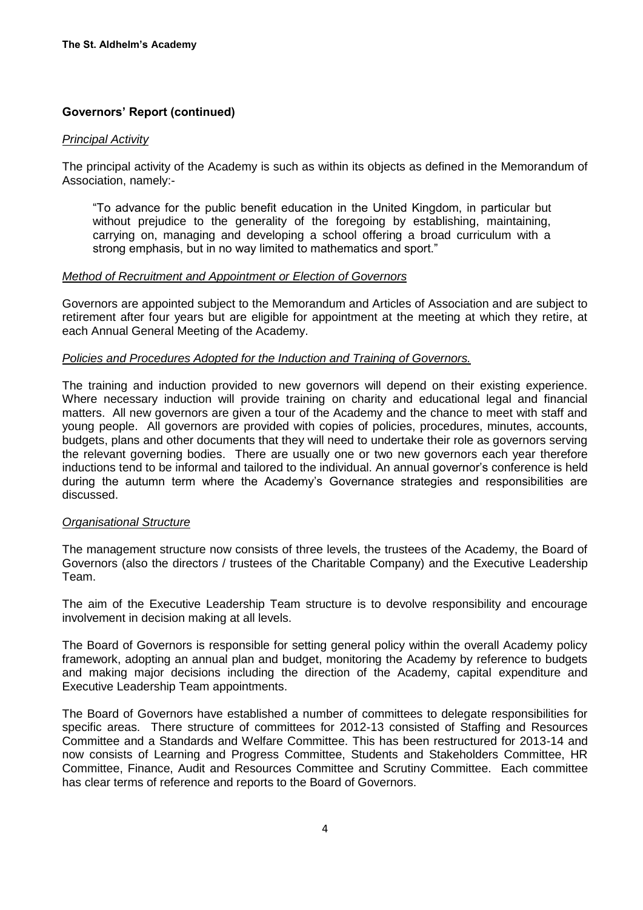## Governors' Report (continued)

### *Principal Activity*

The principal activity of the Academy is such as within its objects as defined in the Memorandum of Association, namely:-

> "To advance for the public benefit education in the United Kingdom, in particular but without prejudice to the generality of the foregoing by establishing, maintaining, carrying on, managing and developing a school offering a broad curriculum with a strong emphasis, but in no way limited to mathematics and sport."

### *Method of Recruitment and Appointment or Election of Governors*

Governors are appointed subject to the Memorandum and Articles of Association and are subject to retirement after four years but are eligible for appointment at the meeting at which they retire, at each Annual General Meeting of the Academy.

### *Policies and Procedures Adopted for the Induction and Training of Governors.*

The training and induction provided to new governors will depend on their existing experience. Where necessary induction will provide training on charity and educational legal and financial matters. All new governors are given a tour of the Academy and the chance to meet with staff and young people. All governors are provided with copies of policies, procedures, minutes, accounts, budgets, plans and other documents that they will need to undertake their role as governors serving the relevant governing bodies. There are usually one or two new governors each year therefore inductions tend to be informal and tailored to the individual. An annual governor's conference is held during the autumn term where the Academy's Governance strategies and responsibilities are discussed.

### *Organisational Structure*

The management structure now consists of three levels, the trustees of the Academy, the Board of Governors (also the directors / trustees of the Charitable Company) and the Executive Leadership Team.

The aim of the Executive Leadership Team structure is to devolve responsibility and encourage involvement in decision making at all levels.

The Board of Governors is responsible for setting general policy within the overall Academy policy framework, adopting an annual plan and budget, monitoring the Academy by reference to budgets and making major decisions including the direction of the Academy, capital expenditure and Executive Leadership Team appointments.

The Board of Governors have established a number of committees to delegate responsibilities for specific areas. There structure of committees for 2012-13 consisted of Staffing and Resources Committee and a Standards and Welfare Committee. This has been restructured for 2013-14 and now consists of Learning and Progress Committee, Students and Stakeholders Committee, HR Committee, Finance, Audit and Resources Committee and Scrutiny Committee. Each committee has clear terms of reference and reports to the Board of Governors.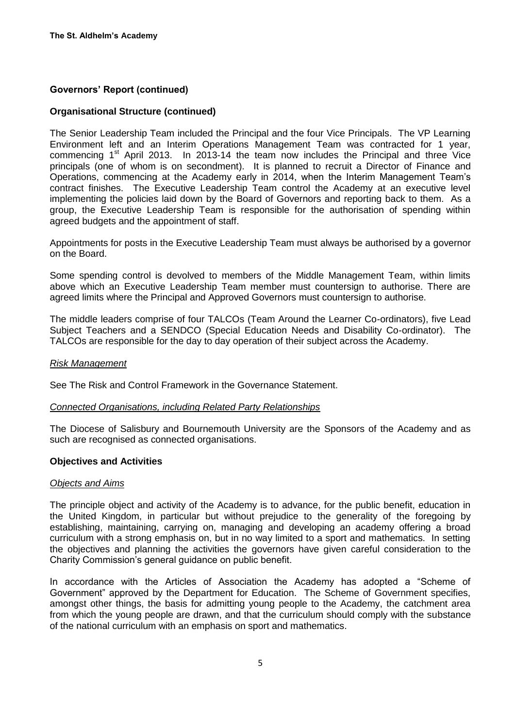## Governors' Report (continued)

### Organisational Structure (continued)

The Senior Leadership Team included the Principal and the four Vice Principals. The VP Learning Environment left and an Interim Operations Management Team was contracted for 1 year, commencing 1st April 2013. In 2013-14 the team now includes the Principal and three Vice principals (one of whom is on secondment). It is planned to recruit a Director of Finance and Operations, commencing at the Academy early in 2014, when the Interim Management Team's contract finishes. The Executive Leadership Team control the Academy at an executive level implementing the policies laid down by the Board of Governors and reporting back to them. As a group, the Executive Leadership Team is responsible for the authorisation of spending within agreed budgets and the appointment of staff.

Appointments for posts in the Executive Leadership Team must always be authorised by a governor on the Board.

Some spending control is devolved to members of the Middle Management Team, within limits above which an Executive Leadership Team member must countersign to authorise. There are agreed limits where the Principal and Approved Governors must countersign to authorise.

The middle leaders comprise of four TALCOs (Team Around the Learner Co-ordinators), five Lead Subject Teachers and a SENDCO (Special Education Needs and Disability Co-ordinator). The TALCOs are responsible for the day to day operation of their subject across the Academy.

*Risk Management*

See The Risk and Control Framework in the Governance Statement.

*Connected Organisations, including Related Party Relationships*

The Diocese of Salisbury and Bournemouth University are the Sponsors of the Academy and as such are recognised as connected organisations.

### Objectives and Activities

*Objects and Aims*

The principle object and activity of the Academy is to advance, for the public benefit, education in the United Kingdom, in particular but without prejudice to the generality of the foregoing by establishing, maintaining, carrying on, managing and developing an academy offering a broad curriculum with a strong emphasis on, but in no way limited to a sport and mathematics. In setting the objectives and planning the activities the governors have given careful consideration to the Charity Commission's general guidance on public benefit.

In accordance with the Articles of Association the Academy has adopted a "Scheme of Government" approved by the Department for Education. The Scheme of Government specifies, amongst other things, the basis for admitting young people to the Academy, the catchment area from which the young people are drawn, and that the curriculum should comply with the substance of the national curriculum with an emphasis on sport and mathematics.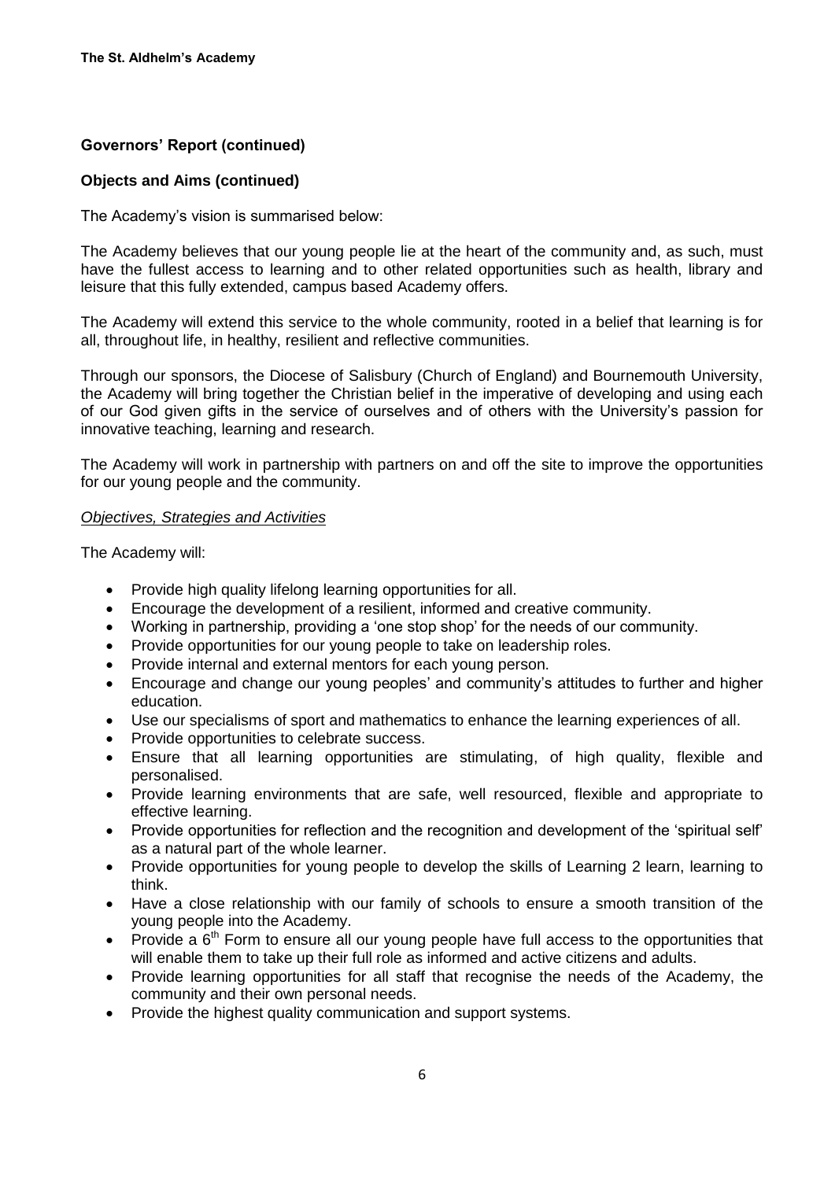**Governors' Report (continued)**

**Objects and Aims (continued)**

The Academy's vision is summarised below:

The Academy believes that our young people lie at the heart of the community and, as such, must have the fullest access to learning and to other related opportunities such as health, library and leisure that this fully extended, campus based Academy offers.

The Academy will extend this service to the whole community, rooted in a belief that learning is for all, throughout life, in healthy, resilient and reflective communities.

Through our sponsors, the Diocese of Salisbury (Church of England) and Bournemouth University, the Academy will bring together the Christian belief in the imperative of developing and using each of our God given gifts in the service of ourselves and of others with the University's passion for innovative teaching, learning and research.

The Academy will work in partnership with partners on and off the site to improve the opportunities for our young people and the community.

*Objectives, Strategies and Activities*

The Academy will:

- Provide high quality lifelong learning opportunities for all.
- Encourage the development of a resilient, informed and creative community.
- Working in partnership, providing a 'one stop shop' for the needs of our community.
- Provide opportunities for our young people to take on leadership roles.
- Provide internal and external mentors for each young person.
- Encourage and change our young peoples' and community's attitudes to further and higher education.
- Use our specialisms of sport and mathematics to enhance the learning experiences of all.
- Provide opportunities to celebrate success.
- Ensure that all learning opportunities are stimulating, of high quality, flexible and personalised.
- Provide learning environments that are safe, well resourced, flexible and appropriate to effective learning.
- Provide opportunities for reflection and the recognition and development of the 'spiritual self' as a natural part of the whole learner.
- Provide opportunities for young people to develop the skills of Learning 2 learn, learning to think.
- Have a close relationship with our family of schools to ensure a smooth transition of the young people into the Academy.
- Provide a 6th Form to ensure all our young people have full access to the opportunities that will enable them to take up their full role as informed and active citizens and adults.
- Provide learning opportunities for all staff that recognise the needs of the Academy, the community and their own personal needs.
- Provide the highest quality communication and support systems.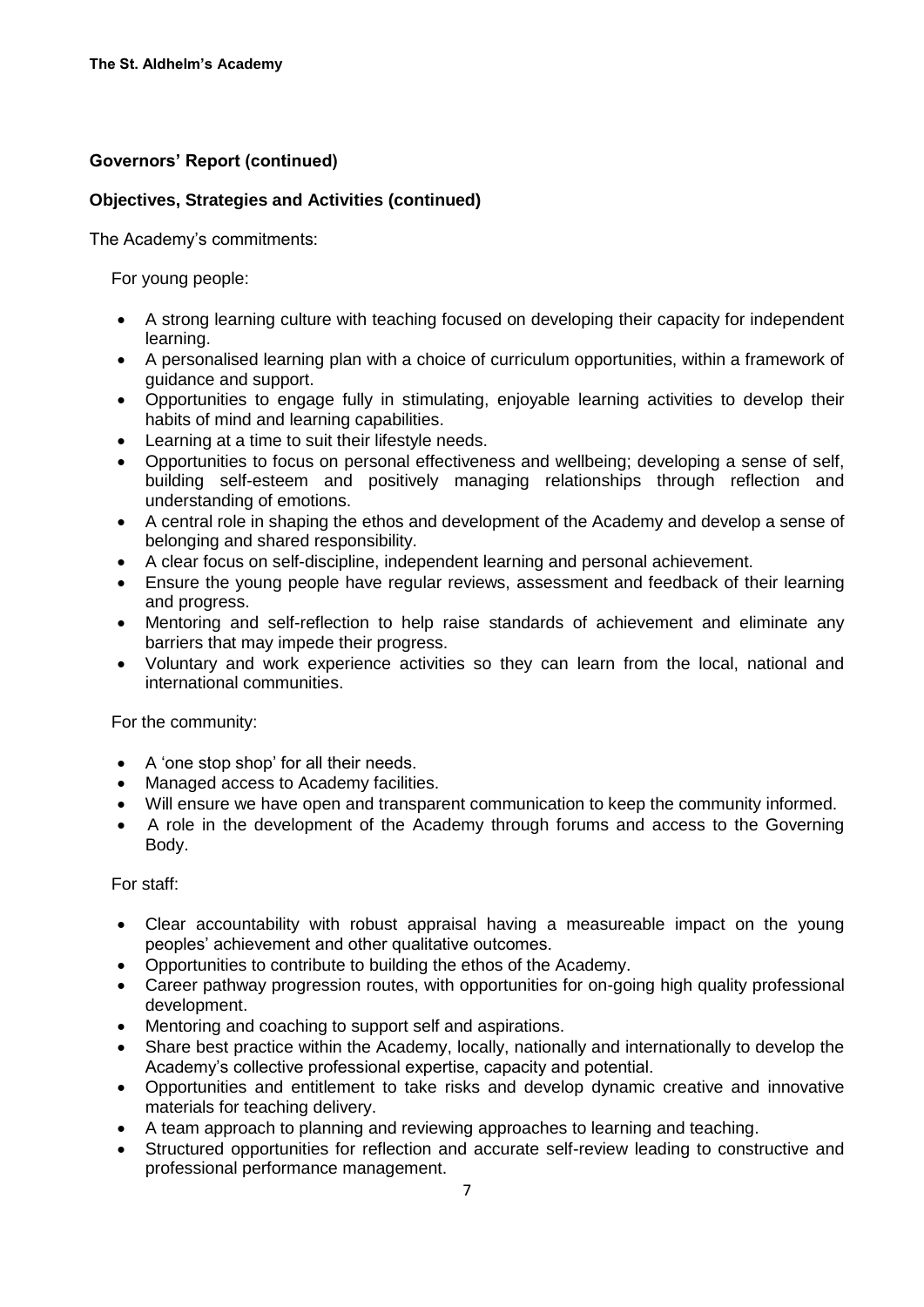## Governors' Report (continued)

### Objectives, Strategies and Activities (continued)

The Academy's commitments:

For young people:

- A strong learning culture with teaching focused on developing their capacity for independent learning.
- A personalised learning plan with a choice of curriculum opportunities, within a framework of guidance and support.
- Opportunities to engage fully in stimulating, enjoyable learning activities to develop their habits of mind and learning capabilities.
- Learning at a time to suit their lifestyle needs.
- Opportunities to focus on personal effectiveness and wellbeing; developing a sense of self, building self-esteem and positively managing relationships through reflection and understanding of emotions.
- A central role in shaping the ethos and development of the Academy and develop a sense of belonging and shared responsibility.
- A clear focus on self-discipline, independent learning and personal achievement.
- Ensure the young people have regular reviews, assessment and feedback of their learning and progress.
- Mentoring and self-reflection to help raise standards of achievement and eliminate any barriers that may impede their progress.
- Voluntary and work experience activities so they can learn from the local, national and international communities.

For the community:

- A 'one stop shop' for all their needs.
- Managed access to Academy facilities.
- Will ensure we have open and transparent communication to keep the community informed.
- A role in the development of the Academy through forums and access to the Governing Body.

For staff:

- Clear accountability with robust appraisal having a measureable impact on the young peoples' achievement and other qualitative outcomes.
- Opportunities to contribute to building the ethos of the Academy.
- Career pathway progression routes, with opportunities for on-going high quality professional development.
- Mentoring and coaching to support self and aspirations.
- Share best practice within the Academy, locally, nationally and internationally to develop the Academy's collective professional expertise, capacity and potential.
- Opportunities and entitlement to take risks and develop dynamic creative and innovative materials for teaching delivery.
- A team approach to planning and reviewing approaches to learning and teaching.
- Structured opportunities for reflection and accurate self-review leading to constructive and professional performance management.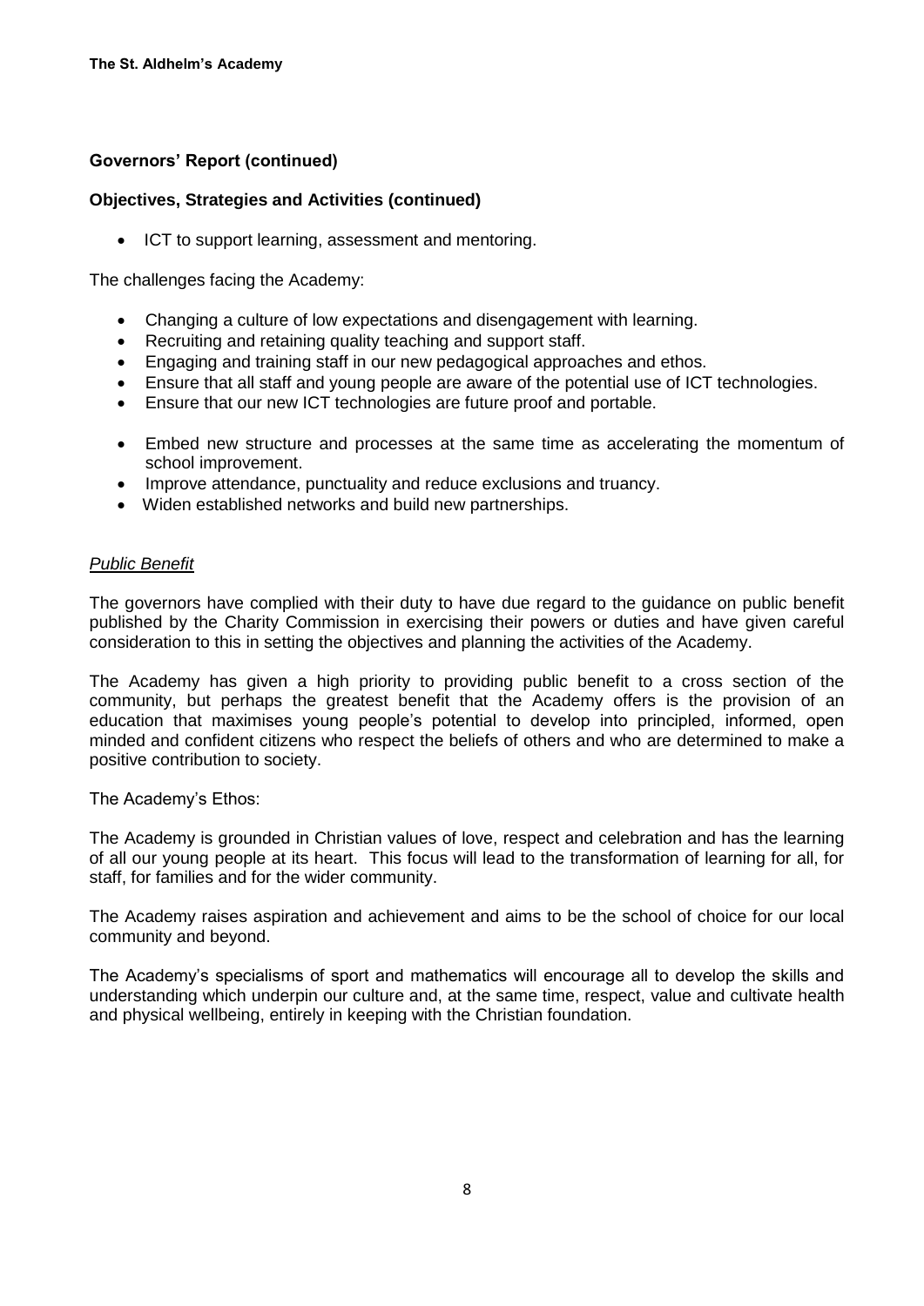## Governors' Report (continued)

### Objectives, Strategies and Activities (continued)

- ICT to support learning, assessment and mentoring.

The challenges facing the Academy:

- Changing a culture of low expectations and disengagement with learning.
- Recruiting and retaining quality teaching and support staff.
- Engaging and training staff in our new pedagogical approaches and ethos.
- Ensure that all staff and young people are aware of the potential use of ICT technologies.
- Ensure that our new ICT technologies are future proof and portable.
- Embed new structure and processes at the same time as accelerating the momentum of school improvement.
- Improve attendance, punctuality and reduce exclusions and truancy.
- Widen established networks and build new partnerships.

*Public Benefit*

The governors have complied with their duty to have due regard to the guidance on public benefit published by the Charity Commission in exercising their powers or duties and have given careful consideration to this in setting the objectives and planning the activities of the Academy.

The Academy has given a high priority to providing public benefit to a cross section of the community, but perhaps the greatest benefit that the Academy offers is the provision of an education that maximises young people's potential to develop into principled, informed, open minded and confident citizens who respect the beliefs of others and who are determined to make a positive contribution to society.

The Academy's Ethos:

The Academy is grounded in Christian values of love, respect and celebration and has the learning of all our young people at its heart. This focus will lead to the transformation of learning for all, for staff, for families and for the wider community.

The Academy raises aspiration and achievement and aims to be the school of choice for our local community and beyond.

The Academy's specialisms of sport and mathematics will encourage all to develop the skills and understanding which underpin our culture and, at the same time, respect, value and cultivate health and physical wellbeing, entirely in keeping with the Christian foundation.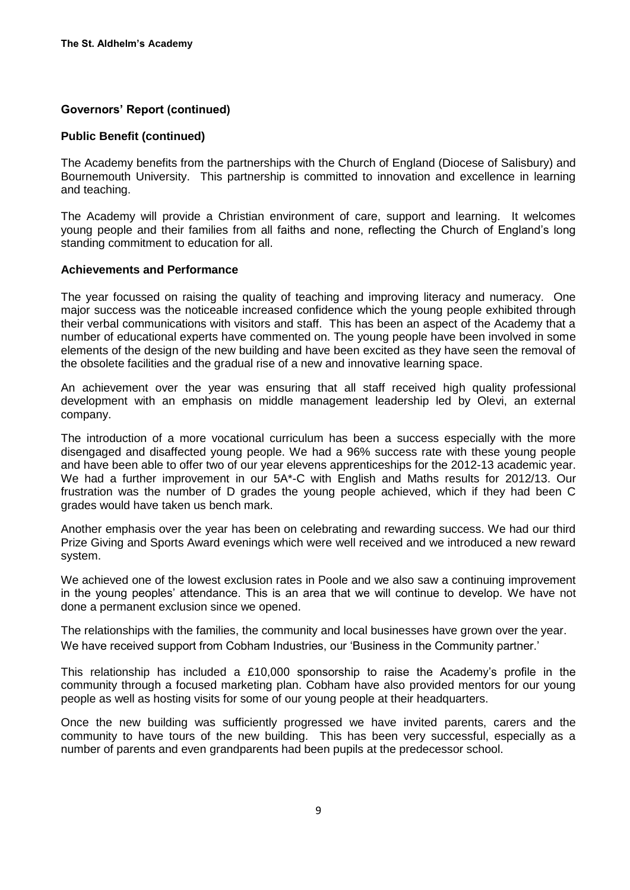## Governors' Report (continued)

### Public Benefit (continued)

The Academy benefits from the partnerships with the Church of England (Diocese of Salisbury) and Bournemouth University. This partnership is committed to innovation and excellence in learning and teaching.

The Academy will provide a Christian environment of care, support and learning. It welcomes young people and their families from all faiths and none, reflecting the Church of England's long standing commitment to education for all.

### Achievements and Performance

The year focussed on raising the quality of teaching and improving literacy and numeracy. One major success was the noticeable increased confidence which the young people exhibited through their verbal communications with visitors and staff. This has been an aspect of the Academy that a number of educational experts have commented on. The young people have been involved in some elements of the design of the new building and have been excited as they have seen the removal of the obsolete facilities and the gradual rise of a new and innovative learning space.

An achievement over the year was ensuring that all staff received high quality professional development with an emphasis on middle management leadership led by Olevi, an external company.

The introduction of a more vocational curriculum has been a success especially with the more disengaged and disaffected young people. We had a 96% success rate with these young people and have been able to offer two of our year elevens apprenticeships for the 2012-13 academic year. We had a further improvement in our 5A*-C with English and Maths results for 2012/13. Our frustration was the number of D grades the young people achieved, which if they had been C grades would have taken us bench mark.

Another emphasis over the year has been on celebrating and rewarding success. We had our third Prize Giving and Sports Award evenings which were well received and we introduced a new reward system.

We achieved one of the lowest exclusion rates in Poole and we also saw a continuing improvement in the young peoples' attendance. This is an area that we will continue to develop. We have not done a permanent exclusion since we opened.

The relationships with the families, the community and local businesses have grown over the year. We have received support from Cobham Industries, our 'Business in the Community partner.'

This relationship has included a £10,000 sponsorship to raise the Academy's profile in the community through a focused marketing plan. Cobham have also provided mentors for our young people as well as hosting visits for some of our young people at their headquarters.

Once the new building was sufficiently progressed we have invited parents, carers and the community to have tours of the new building. This has been very successful, especially as a number of parents and even grandparents had been pupils at the predecessor school.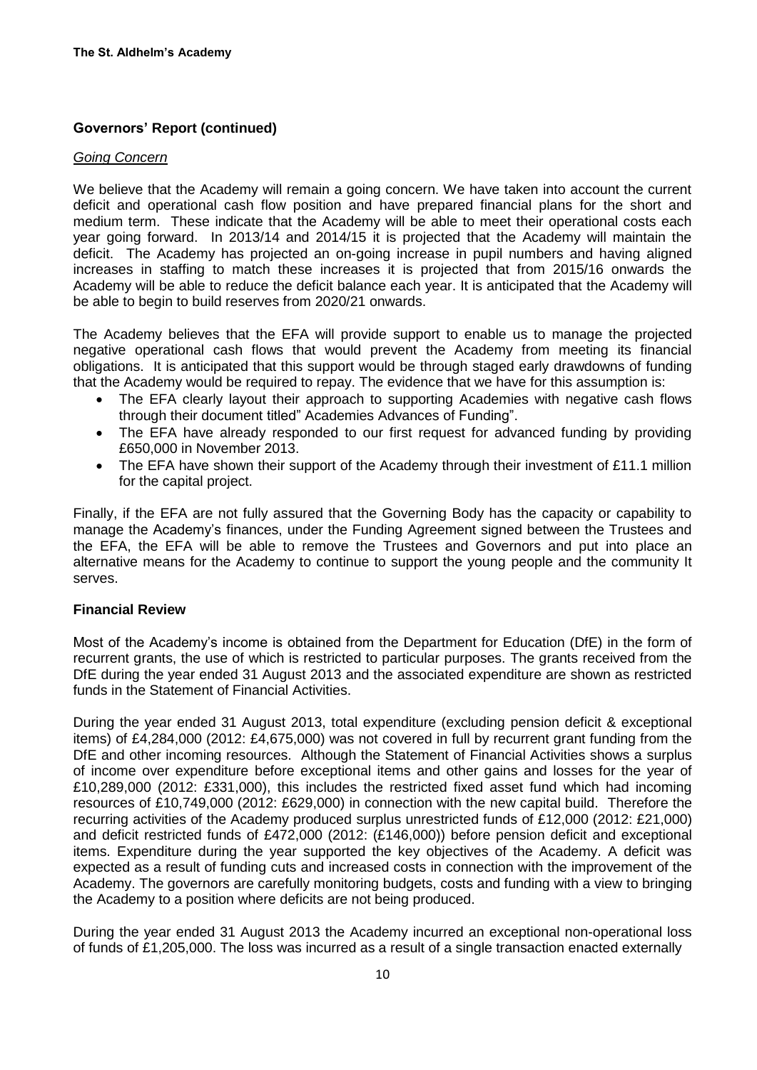## Governors' Report (continued)

### *Going Concern*

We believe that the Academy will remain a going concern. We have taken into account the current deficit and operational cash flow position and have prepared financial plans for the short and medium term. These indicate that the Academy will be able to meet their operational costs each year going forward. In 2013/14 and 2014/15 it is projected that the Academy will maintain the deficit. The Academy has projected an on-going increase in pupil numbers and having aligned increases in staffing to match these increases it is projected that from 2015/16 onwards the Academy will be able to reduce the deficit balance each year. It is anticipated that the Academy will be able to begin to build reserves from 2020/21 onwards.

The Academy believes that the EFA will provide support to enable us to manage the projected negative operational cash flows that would prevent the Academy from meeting its financial obligations. It is anticipated that this support would be through staged early drawdowns of funding that the Academy would be required to repay. The evidence that we have for this assumption is:

- The EFA clearly layout their approach to supporting Academies with negative cash flows through their document titled" Academies Advances of Funding".
- The EFA have already responded to our first request for advanced funding by providing £650,000 in November 2013.
- The EFA have shown their support of the Academy through their investment of £11.1 million for the capital project.

Finally, if the EFA are not fully assured that the Governing Body has the capacity or capability to manage the Academy's finances, under the Funding Agreement signed between the Trustees and the EFA, the EFA will be able to remove the Trustees and Governors and put into place an alternative means for the Academy to continue to support the young people and the community It serves.

## Financial Review

Most of the Academy's income is obtained from the Department for Education (DfE) in the form of recurrent grants, the use of which is restricted to particular purposes. The grants received from the DfE during the year ended 31 August 2013 and the associated expenditure are shown as restricted funds in the Statement of Financial Activities.

During the year ended 31 August 2013, total expenditure (excluding pension deficit & exceptional items) of £4,284,000 (2012: £4,675,000) was not covered in full by recurrent grant funding from the DfE and other incoming resources. Although the Statement of Financial Activities shows a surplus of income over expenditure before exceptional items and other gains and losses for the year of £10,289,000 (2012: £331,000), this includes the restricted fixed asset fund which had incoming resources of £10,749,000 (2012: £629,000) in connection with the new capital build. Therefore the recurring activities of the Academy produced surplus unrestricted funds of £12,000 (2012: £21,000) and deficit restricted funds of £472,000 (2012: (£146,000)) before pension deficit and exceptional items. Expenditure during the year supported the key objectives of the Academy. A deficit was expected as a result of funding cuts and increased costs in connection with the improvement of the Academy. The governors are carefully monitoring budgets, costs and funding with a view to bringing the Academy to a position where deficits are not being produced.

During the year ended 31 August 2013 the Academy incurred an exceptional non-operational loss of funds of £1,205,000. The loss was incurred as a result of a single transaction enacted externally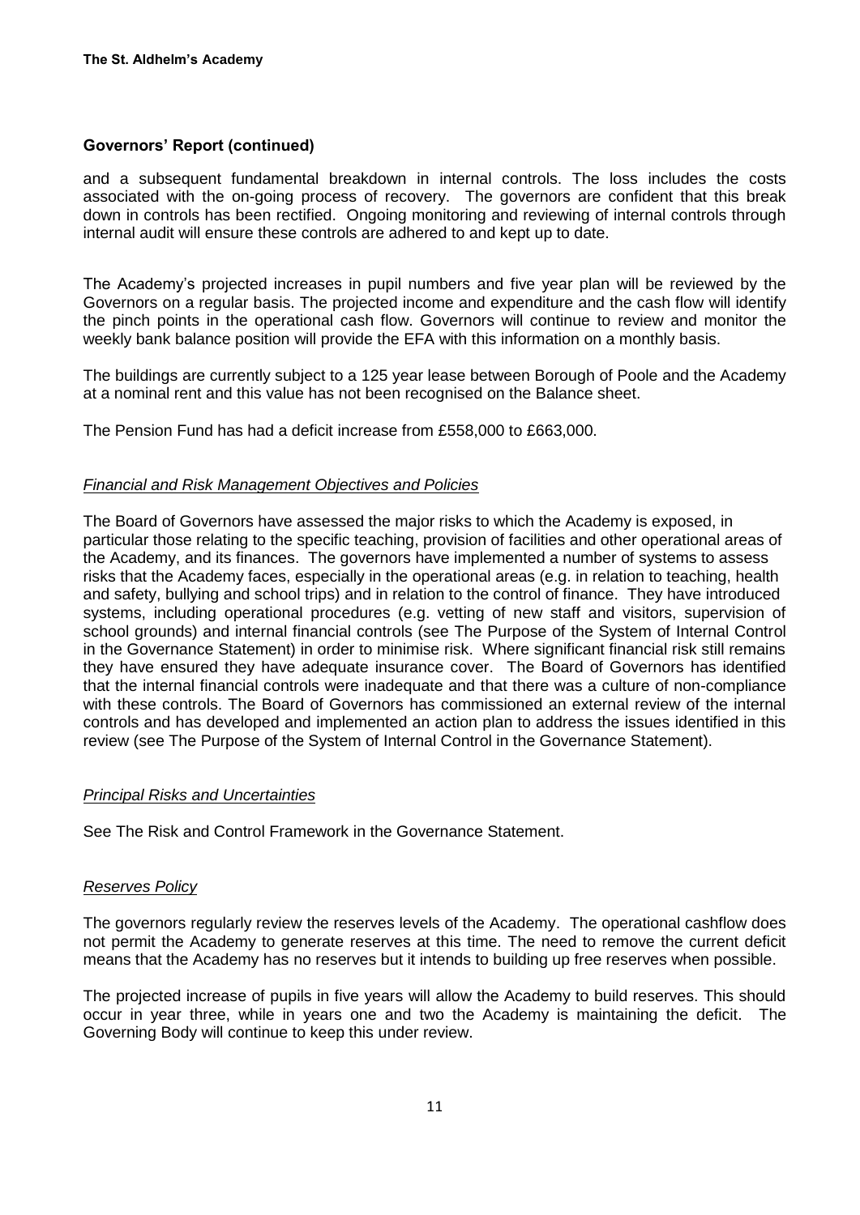## Governors' Report (continued)

and a subsequent fundamental breakdown in internal controls. The loss includes the costs associated with the on-going process of recovery. The governors are confident that this break down in controls has been rectified. Ongoing monitoring and reviewing of internal controls through internal audit will ensure these controls are adhered to and kept up to date.

The Academy's projected increases in pupil numbers and five year plan will be reviewed by the Governors on a regular basis. The projected income and expenditure and the cash flow will identify the pinch points in the operational cash flow. Governors will continue to review and monitor the weekly bank balance position will provide the EFA with this information on a monthly basis.

The buildings are currently subject to a 125 year lease between Borough of Poole and the Academy at a nominal rent and this value has not been recognised on the Balance sheet.

The Pension Fund has had a deficit increase from £558,000 to £663,000.

### *Financial and Risk Management Objectives and Policies*

The Board of Governors have assessed the major risks to which the Academy is exposed, in particular those relating to the specific teaching, provision of facilities and other operational areas of the Academy, and its finances. The governors have implemented a number of systems to assess risks that the Academy faces, especially in the operational areas (e.g. in relation to teaching, health and safety, bullying and school trips) and in relation to the control of finance. They have introduced systems, including operational procedures (e.g. vetting of new staff and visitors, supervision of school grounds) and internal financial controls (see The Purpose of the System of Internal Control in the Governance Statement) in order to minimise risk. Where significant financial risk still remains they have ensured they have adequate insurance cover. The Board of Governors has identified that the internal financial controls were inadequate and that there was a culture of non-compliance with these controls. The Board of Governors has commissioned an external review of the internal controls and has developed and implemented an action plan to address the issues identified in this review (see The Purpose of the System of Internal Control in the Governance Statement).

### *Principal Risks and Uncertainties*

See The Risk and Control Framework in the Governance Statement.

### *Reserves Policy*

The governors regularly review the reserves levels of the Academy. The operational cashflow does not permit the Academy to generate reserves at this time. The need to remove the current deficit means that the Academy has no reserves but it intends to building up free reserves when possible.

The projected increase of pupils in five years will allow the Academy to build reserves. This should occur in year three, while in years one and two the Academy is maintaining the deficit. The Governing Body will continue to keep this under review.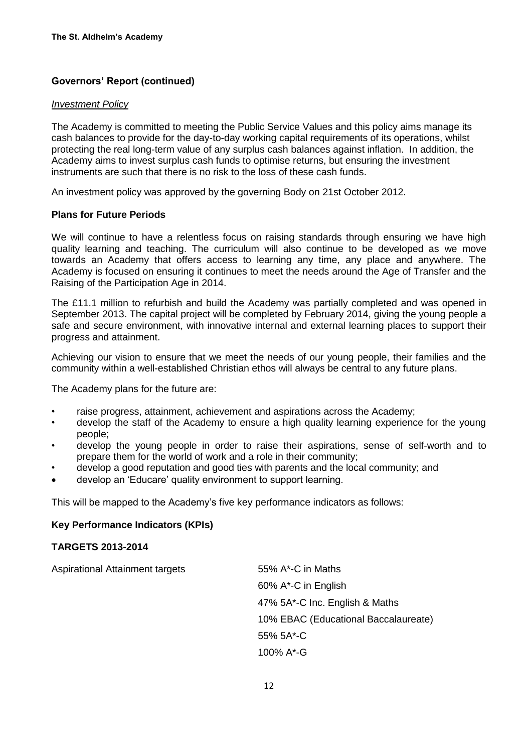## Governors' Report (continued)

*Investment Policy*

The Academy is committed to meeting the Public Service Values and this policy aims manage its cash balances to provide for the day-to-day working capital requirements of its operations, whilst protecting the real long-term value of any surplus cash balances against inflation. In addition, the Academy aims to invest surplus cash funds to optimise returns, but ensuring the investment instruments are such that there is no risk to the loss of these cash funds.

An investment policy was approved by the governing Body on 21st October 2012.

### Plans for Future Periods

We will continue to have a relentless focus on raising standards through ensuring we have high quality learning and teaching. The curriculum will also continue to be developed as we move towards an Academy that offers access to learning any time, any place and anywhere. The Academy is focused on ensuring it continues to meet the needs around the Age of Transfer and the Raising of the Participation Age in 2014.

The £11.1 million to refurbish and build the Academy was partially completed and was opened in September 2013. The capital project will be completed by February 2014, giving the young people a safe and secure environment, with innovative internal and external learning places to support their progress and attainment.

Achieving our vision to ensure that we meet the needs of our young people, their families and the community within a well-established Christian ethos will always be central to any future plans.

The Academy plans for the future are:

- raise progress, attainment, achievement and aspirations across the Academy;
- develop the staff of the Academy to ensure a high quality learning experience for the young people;
- develop the young people in order to raise their aspirations, sense of self-worth and to prepare them for the world of work and a role in their community;
- develop a good reputation and good ties with parents and the local community; and
- develop an 'Educare' quality environment to support learning.

This will be mapped to the Academy's five key performance indicators as follows:

### Key Performance Indicators (KPIs)

### TARGETS 2013-2014

| | |
|---|---|
| Aspirational Attainment targets | 55% A*-C in Maths |
| | 60% A*-C in English |
| | 47% 5A*-C Inc. English & Maths |
| | 10% EBAC (Educational Baccalaureate) |
| | 55% 5A*-C |
| | 100% A*-G |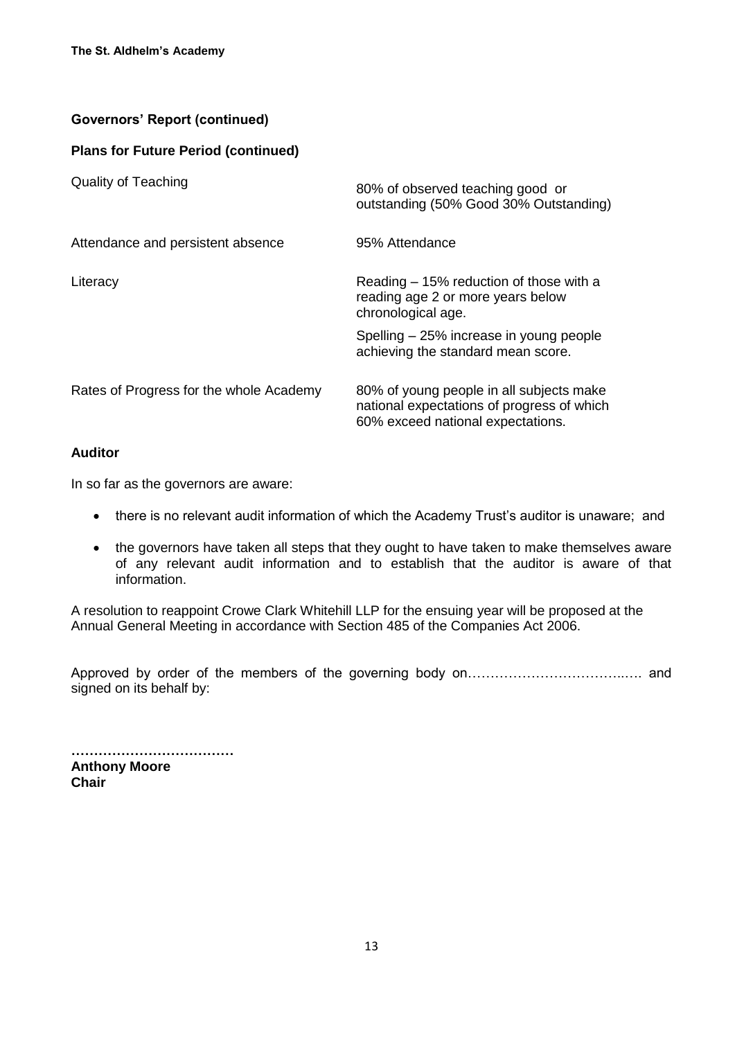## Governors' Report (continued)

### Plans for Future Period (continued)

| | |
|---|---|
| Quality of Teaching | 80% of observed teaching good or outstanding (50% Good 30% Outstanding) |
| Attendance and persistent absence | 95% Attendance |
| Literacy | Reading – 15% reduction of those with a reading age 2 or more years below chronological age.<br>Spelling – 25% increase in young people achieving the standard mean score. |
| Rates of Progress for the whole Academy | 80% of young people in all subjects make national expectations of progress of which 60% exceed national expectations. |

### Auditor

In so far as the governors are aware:

- there is no relevant audit information of which the Academy Trust's auditor is unaware; and
- the governors have taken all steps that they ought to have taken to make themselves aware of any relevant audit information and to establish that the auditor is aware of that information.

A resolution to reappoint Crowe Clark Whitehill LLP for the ensuing year will be proposed at the Annual General Meeting in accordance with Section 485 of the Companies Act 2006.

Approved by order of the members of the governing body on……………………………..…. and signed on its behalf by:

………………………………
**Anthony Moore**
**Chair**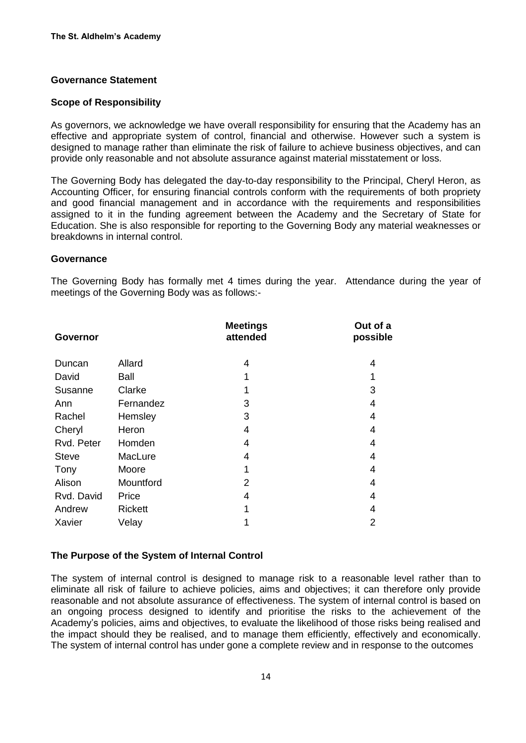## Governance Statement

### Scope of Responsibility

As governors, we acknowledge we have overall responsibility for ensuring that the Academy has an effective and appropriate system of control, financial and otherwise. However such a system is designed to manage rather than eliminate the risk of failure to achieve business objectives, and can provide only reasonable and not absolute assurance against material misstatement or loss.

The Governing Body has delegated the day-to-day responsibility to the Principal, Cheryl Heron, as Accounting Officer, for ensuring financial controls conform with the requirements of both propriety and good financial management and in accordance with the requirements and responsibilities assigned to it in the funding agreement between the Academy and the Secretary of State for Education. She is also responsible for reporting to the Governing Body any material weaknesses or breakdowns in internal control.

### Governance

The Governing Body has formally met 4 times during the year. Attendance during the year of meetings of the Governing Body was as follows:-

| Governor | | Meetings attended | Out of a possible |
|---|---|---|---|
| Duncan | Allard | 4 | 4 |
| David | Ball | 1 | 1 |
| Susanne | Clarke | 1 | 3 |
| Ann | Fernandez | 3 | 4 |
| Rachel | Hemsley | 3 | 4 |
| Cheryl | Heron | 4 | 4 |
| Rvd. Peter | Homden | 4 | 4 |
| Steve | MacLure | 4 | 4 |
| Tony | Moore | 1 | 4 |
| Alison | Mountford | 2 | 4 |
| Rvd. David | Price | 4 | 4 |
| Andrew | Rickett | 1 | 4 |
| Xavier | Velay | 1 | 2 |

### The Purpose of the System of Internal Control

The system of internal control is designed to manage risk to a reasonable level rather than to eliminate all risk of failure to achieve policies, aims and objectives; it can therefore only provide reasonable and not absolute assurance of effectiveness. The system of internal control is based on an ongoing process designed to identify and prioritise the risks to the achievement of the Academy's policies, aims and objectives, to evaluate the likelihood of those risks being realised and the impact should they be realised, and to manage them efficiently, effectively and economically. The system of internal control has under gone a complete review and in response to the outcomes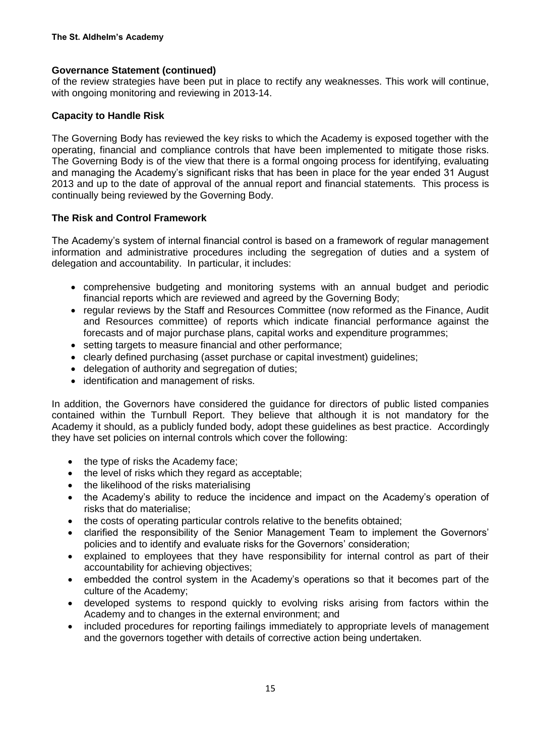## Governance Statement (continued)

of the review strategies have been put in place to rectify any weaknesses. This work will continue, with ongoing monitoring and reviewing in 2013-14.

### Capacity to Handle Risk

The Governing Body has reviewed the key risks to which the Academy is exposed together with the operating, financial and compliance controls that have been implemented to mitigate those risks. The Governing Body is of the view that there is a formal ongoing process for identifying, evaluating and managing the Academy's significant risks that has been in place for the year ended 31 August 2013 and up to the date of approval of the annual report and financial statements. This process is continually being reviewed by the Governing Body.

### The Risk and Control Framework

The Academy's system of internal financial control is based on a framework of regular management information and administrative procedures including the segregation of duties and a system of delegation and accountability. In particular, it includes:

- comprehensive budgeting and monitoring systems with an annual budget and periodic financial reports which are reviewed and agreed by the Governing Body;
- regular reviews by the Staff and Resources Committee (now reformed as the Finance, Audit and Resources committee) of reports which indicate financial performance against the forecasts and of major purchase plans, capital works and expenditure programmes;
- setting targets to measure financial and other performance;
- clearly defined purchasing (asset purchase or capital investment) guidelines;
- delegation of authority and segregation of duties;
- identification and management of risks.

In addition, the Governors have considered the guidance for directors of public listed companies contained within the Turnbull Report. They believe that although it is not mandatory for the Academy it should, as a publicly funded body, adopt these guidelines as best practice. Accordingly they have set policies on internal controls which cover the following:

- the type of risks the Academy face;
- the level of risks which they regard as acceptable;
- the likelihood of the risks materialising
- the Academy's ability to reduce the incidence and impact on the Academy's operation of risks that do materialise;
- the costs of operating particular controls relative to the benefits obtained;
- clarified the responsibility of the Senior Management Team to implement the Governors' policies and to identify and evaluate risks for the Governors' consideration;
- explained to employees that they have responsibility for internal control as part of their accountability for achieving objectives;
- embedded the control system in the Academy's operations so that it becomes part of the culture of the Academy;
- developed systems to respond quickly to evolving risks arising from factors within the Academy and to changes in the external environment; and
- included procedures for reporting failings immediately to appropriate levels of management and the governors together with details of corrective action being undertaken.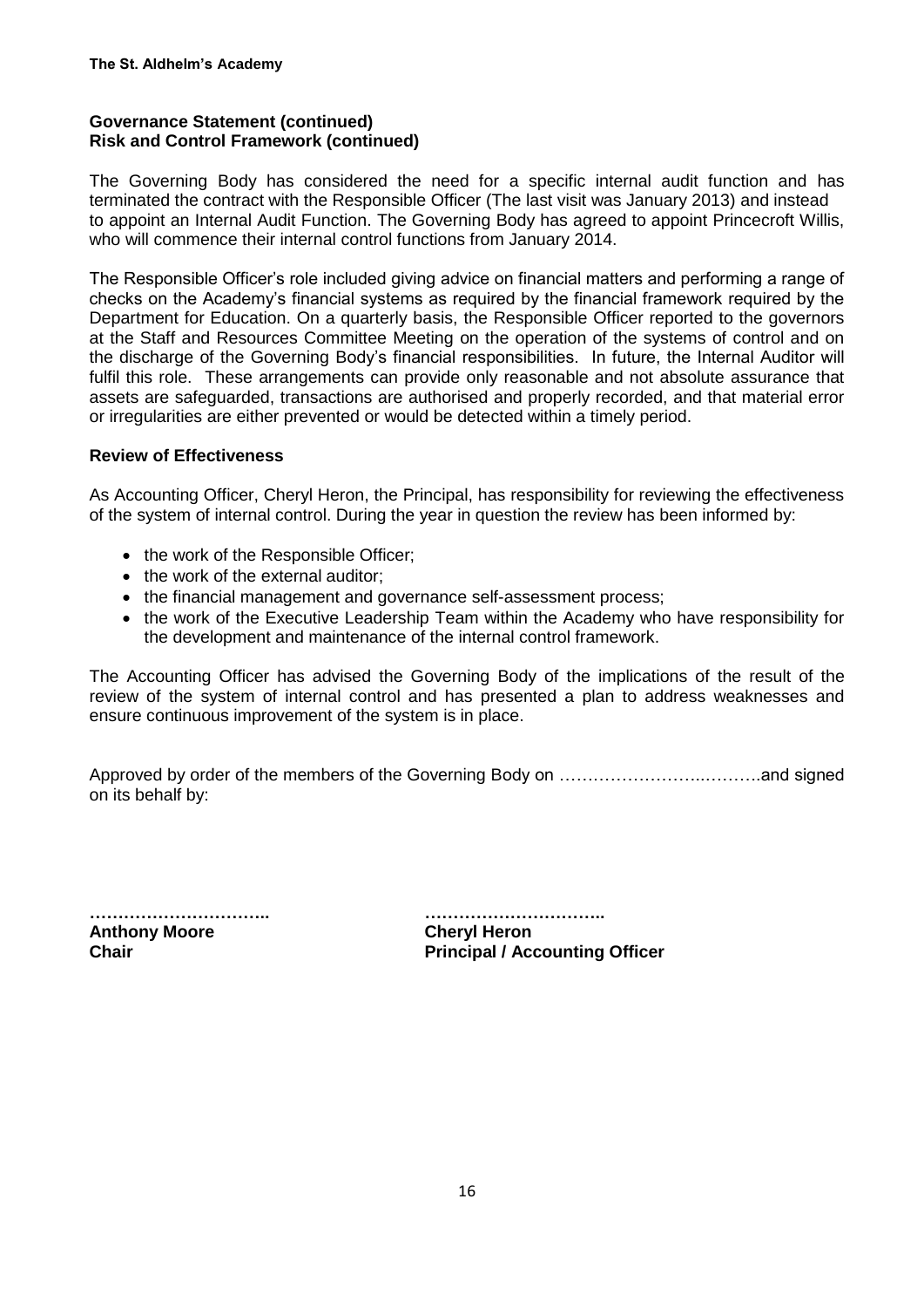**Governance Statement (continued)**
**Risk and Control Framework (continued)**

The Governing Body has considered the need for a specific internal audit function and has terminated the contract with the Responsible Officer (The last visit was January 2013) and instead to appoint an Internal Audit Function. The Governing Body has agreed to appoint Princecroft Willis, who will commence their internal control functions from January 2014.

The Responsible Officer's role included giving advice on financial matters and performing a range of checks on the Academy's financial systems as required by the financial framework required by the Department for Education. On a quarterly basis, the Responsible Officer reported to the governors at the Staff and Resources Committee Meeting on the operation of the systems of control and on the discharge of the Governing Body's financial responsibilities. In future, the Internal Auditor will fulfil this role. These arrangements can provide only reasonable and not absolute assurance that assets are safeguarded, transactions are authorised and properly recorded, and that material error or irregularities are either prevented or would be detected within a timely period.

**Review of Effectiveness**

As Accounting Officer, Cheryl Heron, the Principal, has responsibility for reviewing the effectiveness of the system of internal control. During the year in question the review has been informed by:

- the work of the Responsible Officer;
- the work of the external auditor;
- the financial management and governance self-assessment process;
- the work of the Executive Leadership Team within the Academy who have responsibility for the development and maintenance of the internal control framework.

The Accounting Officer has advised the Governing Body of the implications of the result of the review of the system of internal control and has presented a plan to address weaknesses and ensure continuous improvement of the system is in place.

Approved by order of the members of the Governing Body on …………………..……….and signed on its behalf by:

| | |
|---|---|
| **…………………………..** | **…………………………..** |
| **Anthony Moore** | **Cheryl Heron** |
| **Chair** | **Principal / Accounting Officer** |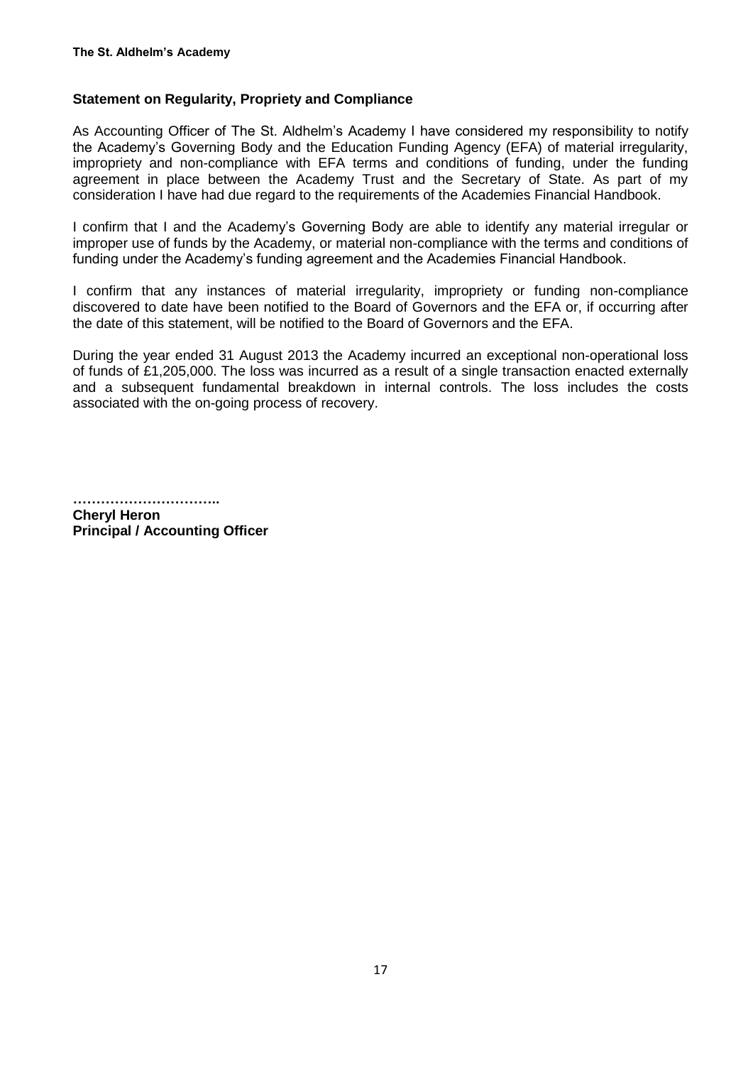## Statement on Regularity, Propriety and Compliance

As Accounting Officer of The St. Aldhelm's Academy I have considered my responsibility to notify the Academy's Governing Body and the Education Funding Agency (EFA) of material irregularity, impropriety and non-compliance with EFA terms and conditions of funding, under the funding agreement in place between the Academy Trust and the Secretary of State. As part of my consideration I have had due regard to the requirements of the Academies Financial Handbook.

I confirm that I and the Academy's Governing Body are able to identify any material irregular or improper use of funds by the Academy, or material non-compliance with the terms and conditions of funding under the Academy's funding agreement and the Academies Financial Handbook.

I confirm that any instances of material irregularity, impropriety or funding non-compliance discovered to date have been notified to the Board of Governors and the EFA or, if occurring after the date of this statement, will be notified to the Board of Governors and the EFA.

During the year ended 31 August 2013 the Academy incurred an exceptional non-operational loss of funds of £1,205,000. The loss was incurred as a result of a single transaction enacted externally and a subsequent fundamental breakdown in internal controls. The loss includes the costs associated with the on-going process of recovery.

…………………………..

**Cheryl Heron**
**Principal / Accounting Officer**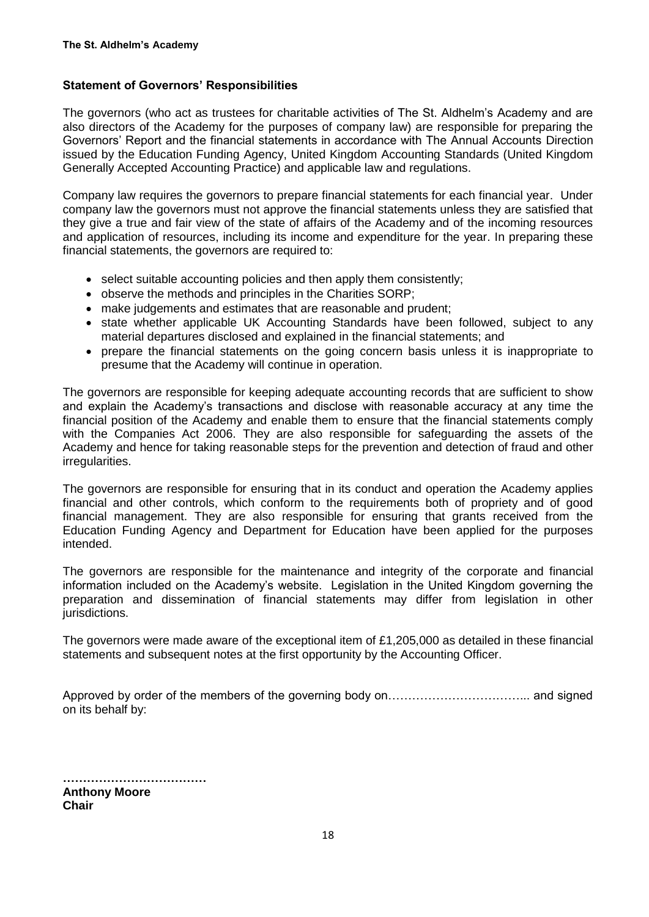## Statement of Governors' Responsibilities

The governors (who act as trustees for charitable activities of The St. Aldhelm's Academy and are also directors of the Academy for the purposes of company law) are responsible for preparing the Governors' Report and the financial statements in accordance with The Annual Accounts Direction issued by the Education Funding Agency, United Kingdom Accounting Standards (United Kingdom Generally Accepted Accounting Practice) and applicable law and regulations.

Company law requires the governors to prepare financial statements for each financial year. Under company law the governors must not approve the financial statements unless they are satisfied that they give a true and fair view of the state of affairs of the Academy and of the incoming resources and application of resources, including its income and expenditure for the year. In preparing these financial statements, the governors are required to:

- select suitable accounting policies and then apply them consistently;
- observe the methods and principles in the Charities SORP;
- make judgements and estimates that are reasonable and prudent;
- state whether applicable UK Accounting Standards have been followed, subject to any material departures disclosed and explained in the financial statements; and
- prepare the financial statements on the going concern basis unless it is inappropriate to presume that the Academy will continue in operation.

The governors are responsible for keeping adequate accounting records that are sufficient to show and explain the Academy's transactions and disclose with reasonable accuracy at any time the financial position of the Academy and enable them to ensure that the financial statements comply with the Companies Act 2006. They are also responsible for safeguarding the assets of the Academy and hence for taking reasonable steps for the prevention and detection of fraud and other irregularities.

The governors are responsible for ensuring that in its conduct and operation the Academy applies financial and other controls, which conform to the requirements both of propriety and of good financial management. They are also responsible for ensuring that grants received from the Education Funding Agency and Department for Education have been applied for the purposes intended.

The governors are responsible for the maintenance and integrity of the corporate and financial information included on the Academy's website. Legislation in the United Kingdom governing the preparation and dissemination of financial statements may differ from legislation in other jurisdictions.

The governors were made aware of the exceptional item of £1,205,000 as detailed in these financial statements and subsequent notes at the first opportunity by the Accounting Officer.

Approved by order of the members of the governing body on……………………………... and signed on its behalf by:

………………………………

**Anthony Moore**
**Chair**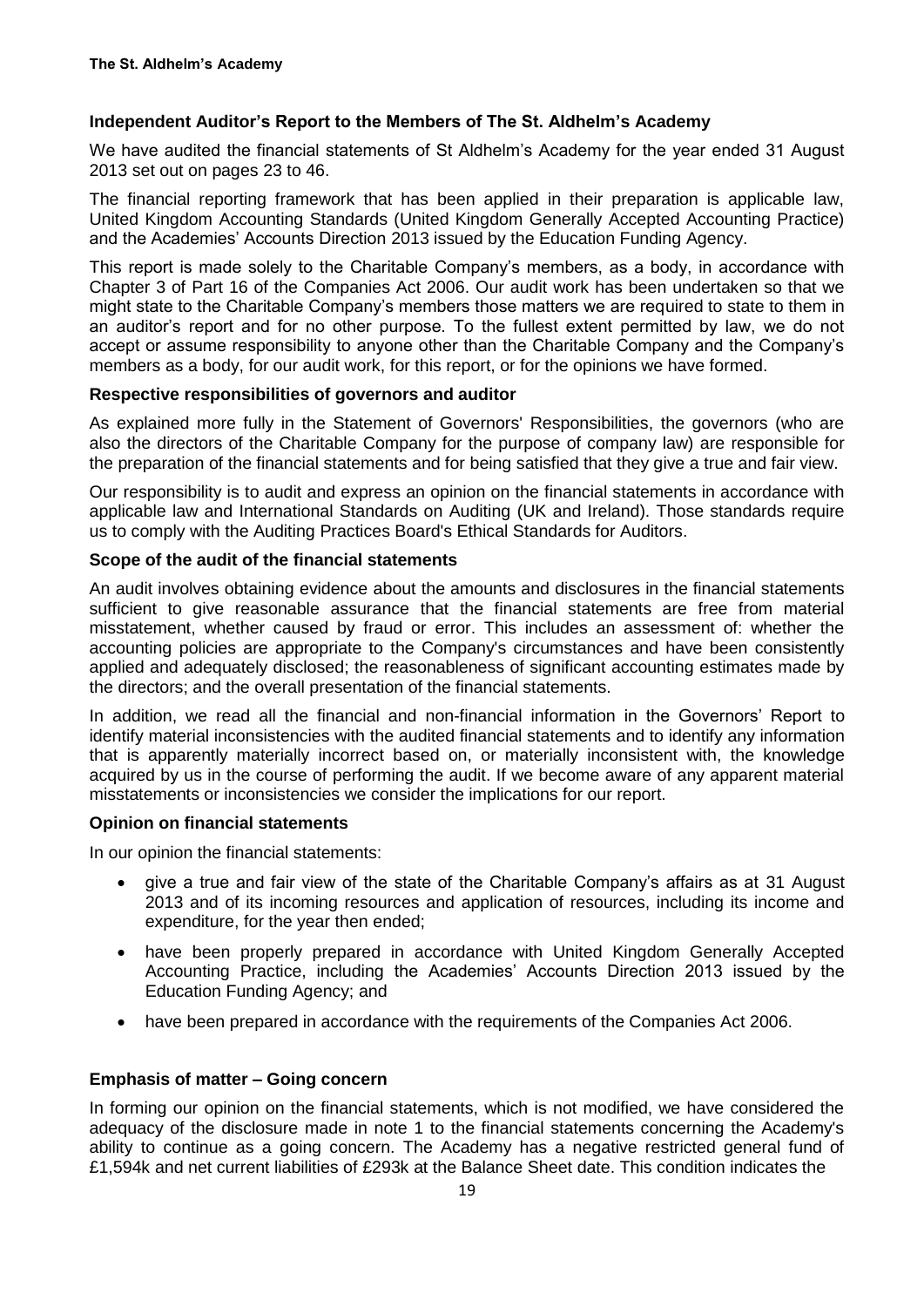## Independent Auditor's Report to the Members of The St. Aldhelm's Academy

We have audited the financial statements of St Aldhelm's Academy for the year ended 31 August 2013 set out on pages 23 to 46.

The financial reporting framework that has been applied in their preparation is applicable law, United Kingdom Accounting Standards (United Kingdom Generally Accepted Accounting Practice) and the Academies' Accounts Direction 2013 issued by the Education Funding Agency.

This report is made solely to the Charitable Company's members, as a body, in accordance with Chapter 3 of Part 16 of the Companies Act 2006. Our audit work has been undertaken so that we might state to the Charitable Company's members those matters we are required to state to them in an auditor's report and for no other purpose. To the fullest extent permitted by law, we do not accept or assume responsibility to anyone other than the Charitable Company and the Company's members as a body, for our audit work, for this report, or for the opinions we have formed.

### Respective responsibilities of governors and auditor

As explained more fully in the Statement of Governors' Responsibilities, the governors (who are also the directors of the Charitable Company for the purpose of company law) are responsible for the preparation of the financial statements and for being satisfied that they give a true and fair view.

Our responsibility is to audit and express an opinion on the financial statements in accordance with applicable law and International Standards on Auditing (UK and Ireland). Those standards require us to comply with the Auditing Practices Board's Ethical Standards for Auditors.

### Scope of the audit of the financial statements

An audit involves obtaining evidence about the amounts and disclosures in the financial statements sufficient to give reasonable assurance that the financial statements are free from material misstatement, whether caused by fraud or error. This includes an assessment of: whether the accounting policies are appropriate to the Company's circumstances and have been consistently applied and adequately disclosed; the reasonableness of significant accounting estimates made by the directors; and the overall presentation of the financial statements.

In addition, we read all the financial and non-financial information in the Governors' Report to identify material inconsistencies with the audited financial statements and to identify any information that is apparently materially incorrect based on, or materially inconsistent with, the knowledge acquired by us in the course of performing the audit. If we become aware of any apparent material misstatements or inconsistencies we consider the implications for our report.

### Opinion on financial statements

In our opinion the financial statements:

- give a true and fair view of the state of the Charitable Company's affairs as at 31 August 2013 and of its incoming resources and application of resources, including its income and expenditure, for the year then ended;
- have been properly prepared in accordance with United Kingdom Generally Accepted Accounting Practice, including the Academies' Accounts Direction 2013 issued by the Education Funding Agency; and
- have been prepared in accordance with the requirements of the Companies Act 2006.

### Emphasis of matter – Going concern

In forming our opinion on the financial statements, which is not modified, we have considered the adequacy of the disclosure made in note 1 to the financial statements concerning the Academy's ability to continue as a going concern. The Academy has a negative restricted general fund of £1,594k and net current liabilities of £293k at the Balance Sheet date. This condition indicates the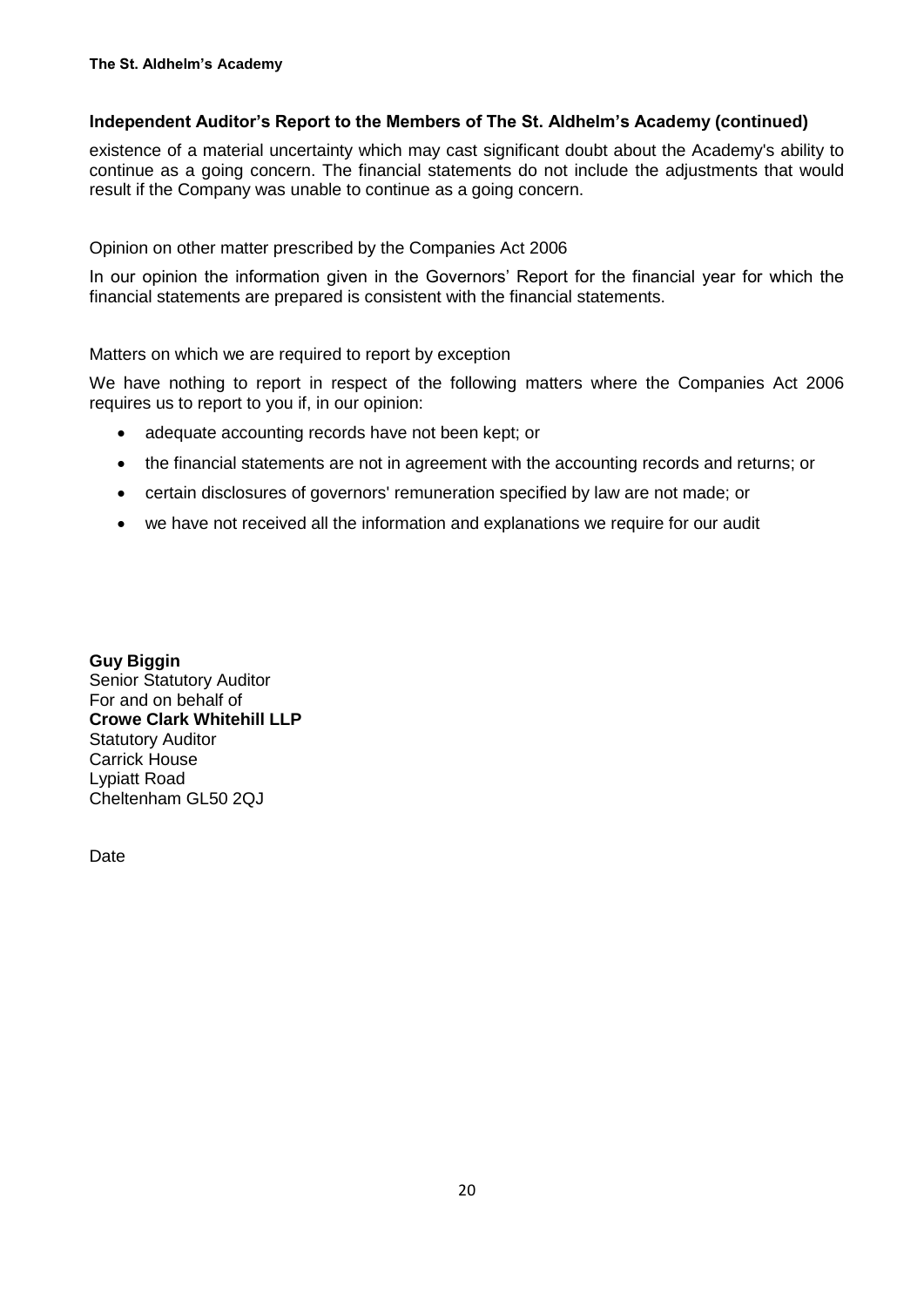## Independent Auditor's Report to the Members of The St. Aldhelm's Academy (continued)

existence of a material uncertainty which may cast significant doubt about the Academy's ability to continue as a going concern. The financial statements do not include the adjustments that would result if the Company was unable to continue as a going concern.

Opinion on other matter prescribed by the Companies Act 2006

In our opinion the information given in the Governors' Report for the financial year for which the financial statements are prepared is consistent with the financial statements.

Matters on which we are required to report by exception

We have nothing to report in respect of the following matters where the Companies Act 2006 requires us to report to you if, in our opinion:

- adequate accounting records have not been kept; or
- the financial statements are not in agreement with the accounting records and returns; or
- certain disclosures of governors' remuneration specified by law are not made; or
- we have not received all the information and explanations we require for our audit

**Guy Biggin**
Senior Statutory Auditor
For and on behalf of
**Crowe Clark Whitehill LLP**
Statutory Auditor
Carrick House
Lypiatt Road
Cheltenham GL50 2QJ

Date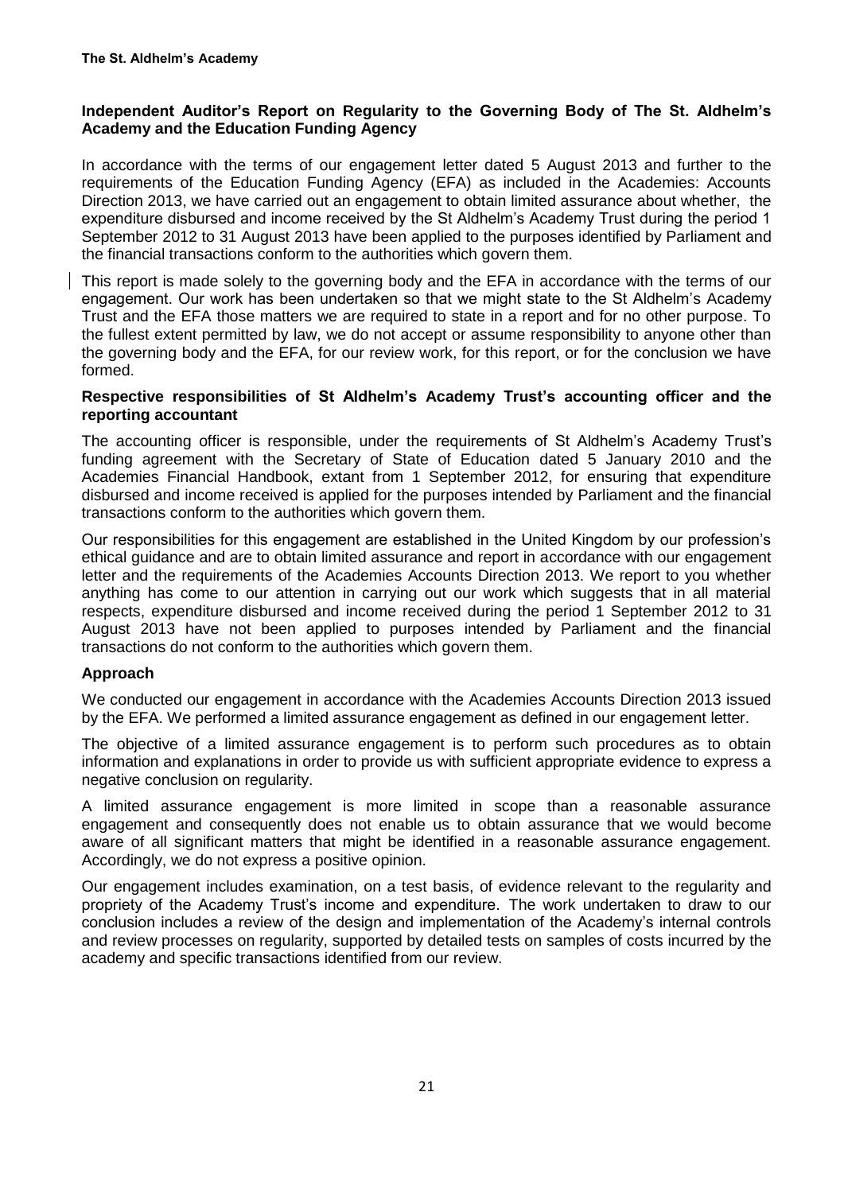**Independent Auditor's Report on Regularity to the Governing Body of The St. Aldhelm's Academy and the Education Funding Agency**

In accordance with the terms of our engagement letter dated 5 August 2013 and further to the requirements of the Education Funding Agency (EFA) as included in the Academies: Accounts Direction 2013, we have carried out an engagement to obtain limited assurance about whether, the expenditure disbursed and income received by the St Aldhelm's Academy Trust during the period 1 September 2012 to 31 August 2013 have been applied to the purposes identified by Parliament and the financial transactions conform to the authorities which govern them.

This report is made solely to the governing body and the EFA in accordance with the terms of our engagement. Our work has been undertaken so that we might state to the St Aldhelm's Academy Trust and the EFA those matters we are required to state in a report and for no other purpose. To the fullest extent permitted by law, we do not accept or assume responsibility to anyone other than the governing body and the EFA, for our review work, for this report, or for the conclusion we have formed.

**Respective responsibilities of St Aldhelm's Academy Trust's accounting officer and the reporting accountant**

The accounting officer is responsible, under the requirements of St Aldhelm's Academy Trust's funding agreement with the Secretary of State of Education dated 5 January 2010 and the Academies Financial Handbook, extant from 1 September 2012, for ensuring that expenditure disbursed and income received is applied for the purposes intended by Parliament and the financial transactions conform to the authorities which govern them.

Our responsibilities for this engagement are established in the United Kingdom by our profession's ethical guidance and are to obtain limited assurance and report in accordance with our engagement letter and the requirements of the Academies Accounts Direction 2013. We report to you whether anything has come to our attention in carrying out our work which suggests that in all material respects, expenditure disbursed and income received during the period 1 September 2012 to 31 August 2013 have not been applied to purposes intended by Parliament and the financial transactions do not conform to the authorities which govern them.

**Approach**

We conducted our engagement in accordance with the Academies Accounts Direction 2013 issued by the EFA. We performed a limited assurance engagement as defined in our engagement letter.

The objective of a limited assurance engagement is to perform such procedures as to obtain information and explanations in order to provide us with sufficient appropriate evidence to express a negative conclusion on regularity.

A limited assurance engagement is more limited in scope than a reasonable assurance engagement and consequently does not enable us to obtain assurance that we would become aware of all significant matters that might be identified in a reasonable assurance engagement. Accordingly, we do not express a positive opinion.

Our engagement includes examination, on a test basis, of evidence relevant to the regularity and propriety of the Academy Trust's income and expenditure. The work undertaken to draw to our conclusion includes a review of the design and implementation of the Academy's internal controls and review processes on regularity, supported by detailed tests on samples of costs incurred by the academy and specific transactions identified from our review.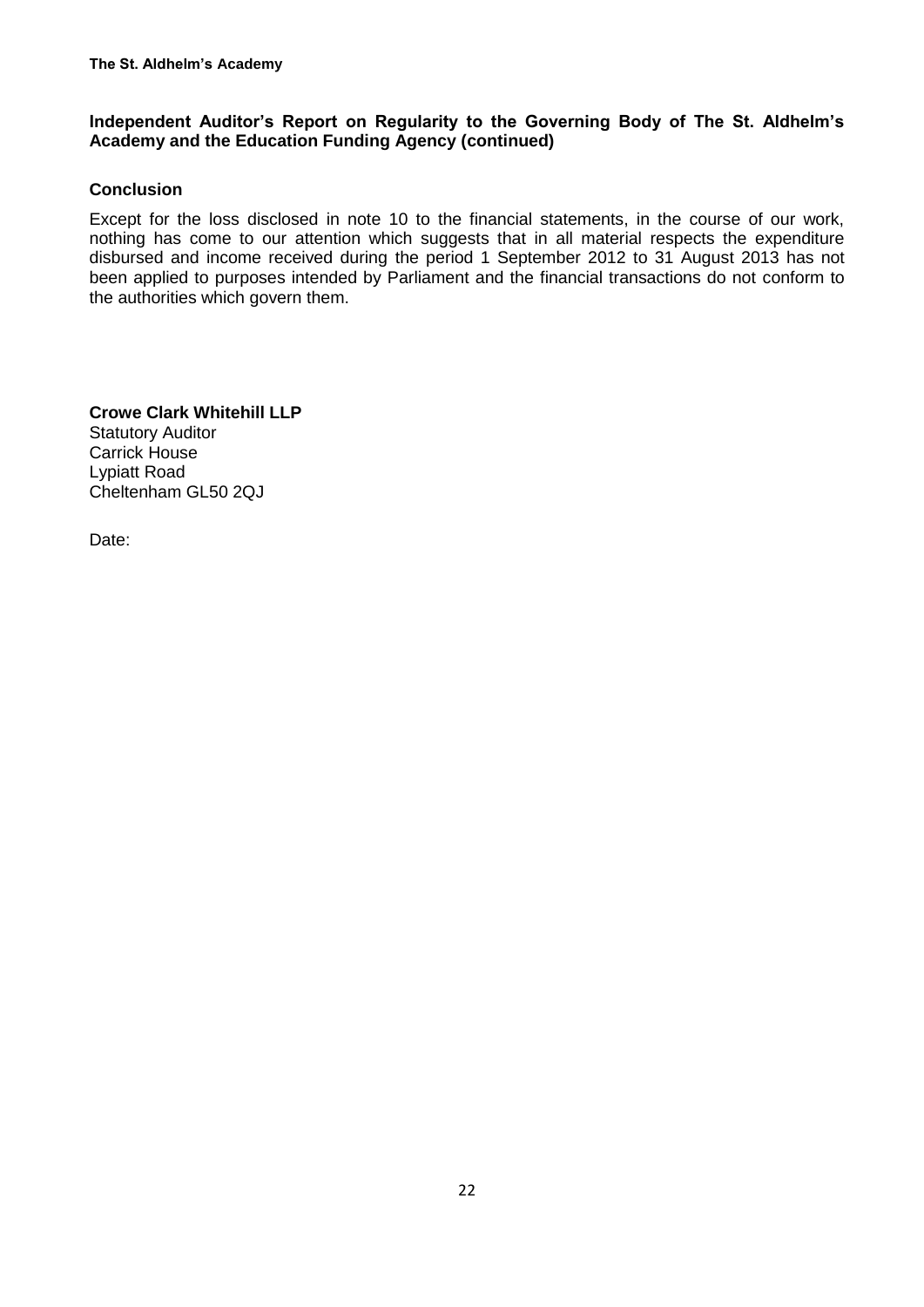## Independent Auditor's Report on Regularity to the Governing Body of The St. Aldhelm's Academy and the Education Funding Agency (continued)

### Conclusion

Except for the loss disclosed in note 10 to the financial statements, in the course of our work, nothing has come to our attention which suggests that in all material respects the expenditure disbursed and income received during the period 1 September 2012 to 31 August 2013 has not been applied to purposes intended by Parliament and the financial transactions do not conform to the authorities which govern them.

**Crowe Clark Whitehill LLP**
Statutory Auditor
Carrick House
Lypiatt Road
Cheltenham GL50 2QJ

Date: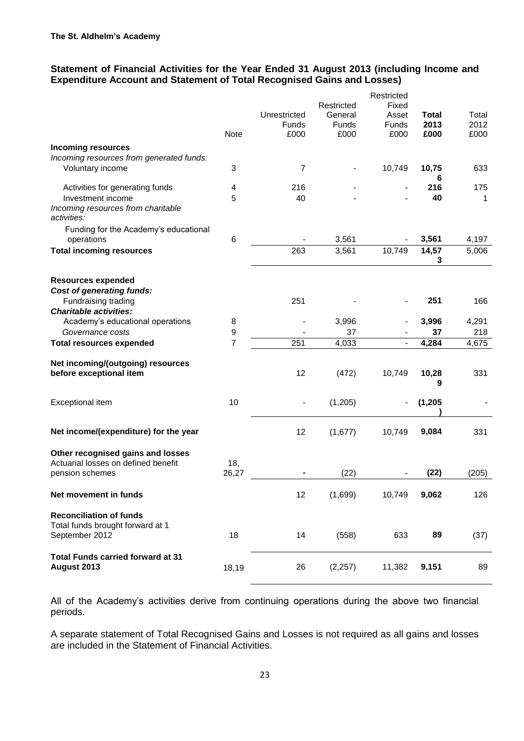**The St. Aldhelm's Academy**

## Statement of Financial Activities for the Year Ended 31 August 2013 (including Income and Expenditure Account and Statement of Total Recognised Gains and Losses)

| | Note | Unrestricted Funds £000 | Restricted General Funds £000 | Restricted Fixed Asset Funds £000 | **Total 2013 £000** | Total 2012 £000 |
|---|---|---|---|---|---|---|
| **Incoming resources** | | | | | | |
| *Incoming resources from generated funds:* | | | | | | |
| Voluntary income | 3 | 7 | - | 10,749 | **10,756** | 633 |
| Activities for generating funds | 4 | 216 | - | - | **216** | 175 |
| Investment income | 5 | 40 | - | - | **40** | 1 |
| *Incoming resources from charitable activities:* | | | | | | |
| Funding for the Academy's educational operations | 6 | - | 3,561 | - | **3,561** | 4,197 |
| **Total incoming resources** | | 263 | 3,561 | 10,749 | **14,573** | 5,006 |
| | | | | | | |
| **Resources expended** | | | | | | |
| ***Cost of generating funds:*** | | | | | | |
| Fundraising trading | | 251 | - | - | **251** | 166 |
| ***Charitable activities:*** | | | | | | |
| Academy's educational operations | 8 | - | 3,996 | - | **3,996** | 4,291 |
| *Governance costs* | 9 | - | 37 | - | **37** | 218 |
| **Total resources expended** | 7 | 251 | 4,033 | - | **4,284** | 4,675 |
| | | | | | | |
| **Net incoming/(outgoing) resources before exceptional item** | | 12 | (472) | 10,749 | **10,289** | 331 |
| | | | | | | |
| Exceptional item | 10 | - | (1,205) | - | **(1,205)** | - |
| | | | | | | |
| **Net income/(expenditure) for the year** | | 12 | (1,677) | 10,749 | **9,084** | 331 |
| | | | | | | |
| **Other recognised gains and losses** | | | | | | |
| Actuarial losses on defined benefit pension schemes | 18, 26,27 | **-** | (22) | - | **(22)** | (205) |
| | | | | | | |
| **Net movement in funds** | | 12 | (1,699) | 10,749 | **9,062** | 126 |
| | | | | | | |
| **Reconciliation of funds** | | | | | | |
| Total funds brought forward at 1 September 2012 | 18 | 14 | (558) | 633 | **89** | (37) |
| | | | | | | |
| **Total Funds carried forward at 31 August 2013** | 18,19 | 26 | (2,257) | 11,382 | **9,151** | 89 |

All of the Academy's activities derive from continuing operations during the above two financial periods.

A separate statement of Total Recognised Gains and Losses is not required as all gains and losses are included in the Statement of Financial Activities.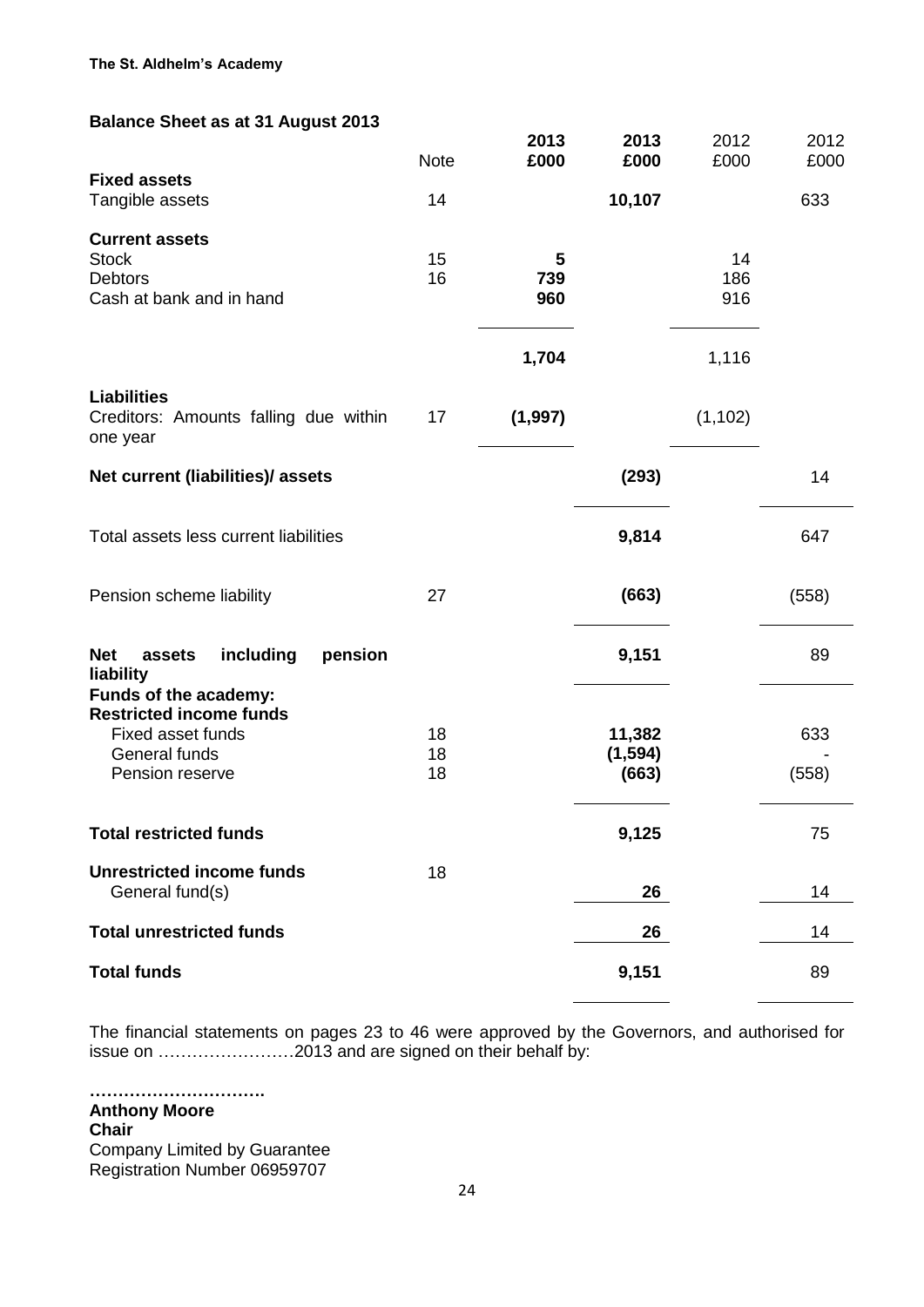**The St. Aldhelm's Academy**

## Balance Sheet as at 31 August 2013

| | Note | 2013 £000 | 2013 £000 | 2012 £000 | 2012 £000 |
|---|---|---|---|---|---|
| **Fixed assets** | | | | | |
| Tangible assets | 14 | | **10,107** | | 633 |
| **Current assets** | | | | | |
| Stock | 15 | **5** | | 14 | |
| Debtors | 16 | **739** | | 186 | |
| Cash at bank and in hand | | **960** | | 916 | |
| | | **1,704** | | 1,116 | |
| **Liabilities** | | | | | |
| Creditors: Amounts falling due within one year | 17 | **(1,997)** | | (1,102) | |
| **Net current (liabilities)/ assets** | | | **(293)** | | 14 |
| Total assets less current liabilities | | | **9,814** | | 647 |
| Pension scheme liability | 27 | | **(663)** | | (558) |
| **Net assets including pension liability** | | | **9,151** | | 89 |
| **Funds of the academy:** | | | | | |
| **Restricted income funds** | | | | | |
| Fixed asset funds | 18 | | **11,382** | | 633 |
| General funds | 18 | | **(1,594)** | | - |
| Pension reserve | 18 | | **(663)** | | (558) |
| **Total restricted funds** | | | **9,125** | | 75 |
| **Unrestricted income funds** | 18 | | | | |
| General fund(s) | | | **26** | | 14 |
| **Total unrestricted funds** | | | **26** | | 14 |
| **Total funds** | | | **9,151** | | 89 |

The financial statements on pages 23 to 46 were approved by the Governors, and authorised for issue on ……………………2013 and are signed on their behalf by:

**………………………….**
**Anthony Moore**
**Chair**
Company Limited by Guarantee
Registration Number 06959707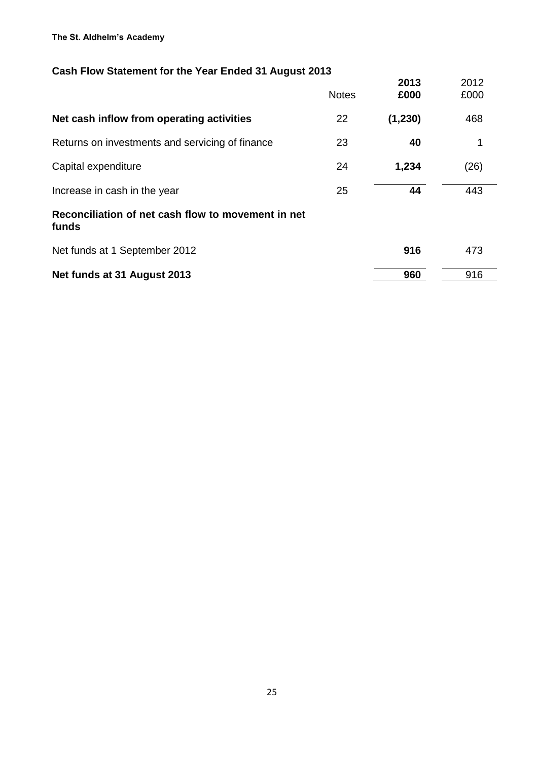**The St. Aldhelm's Academy**

## Cash Flow Statement for the Year Ended 31 August 2013

| | Notes | **2013 £000** | 2012 £000 |
|---|---|---|---|
| **Net cash inflow from operating activities** | 22 | **(1,230)** | 468 |
| Returns on investments and servicing of finance | 23 | **40** | 1 |
| Capital expenditure | 24 | **1,234** | (26) |
| Increase in cash in the year | 25 | **44** | 443 |
| **Reconciliation of net cash flow to movement in net funds** | | | |
| Net funds at 1 September 2012 | | **916** | 473 |
| **Net funds at 31 August 2013** | | **960** | 916 |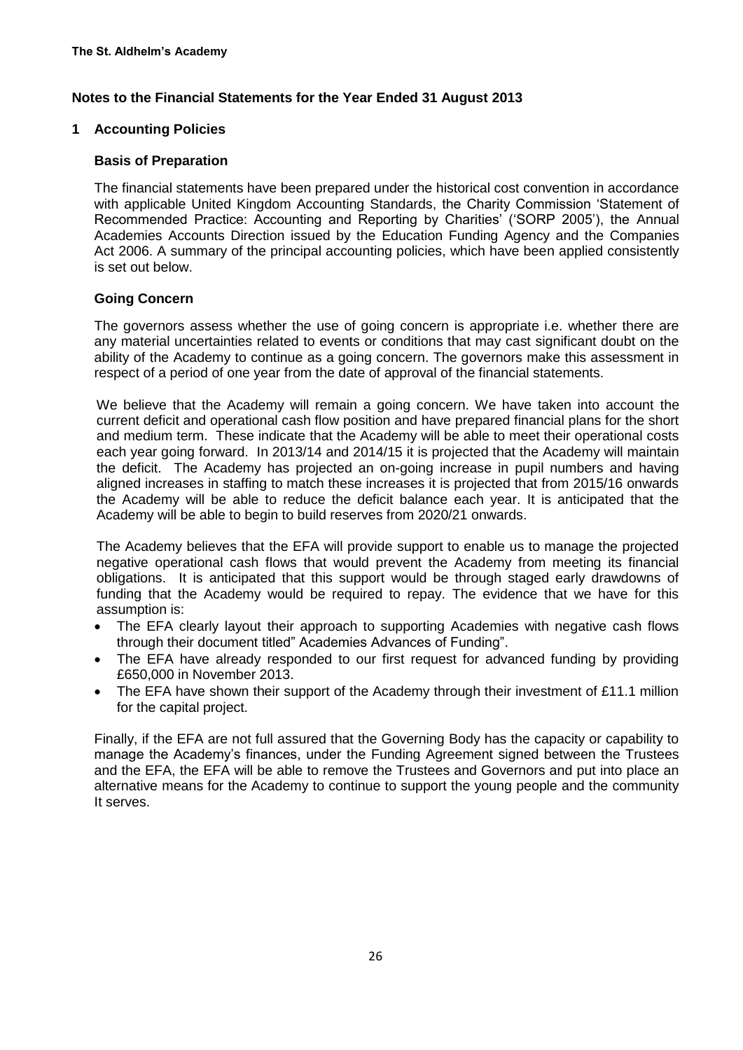**The St. Aldhelm's Academy**

## Notes to the Financial Statements for the Year Ended 31 August 2013

### 1 Accounting Policies

#### Basis of Preparation

The financial statements have been prepared under the historical cost convention in accordance with applicable United Kingdom Accounting Standards, the Charity Commission 'Statement of Recommended Practice: Accounting and Reporting by Charities' ('SORP 2005'), the Annual Academies Accounts Direction issued by the Education Funding Agency and the Companies Act 2006. A summary of the principal accounting policies, which have been applied consistently is set out below.

#### Going Concern

The governors assess whether the use of going concern is appropriate i.e. whether there are any material uncertainties related to events or conditions that may cast significant doubt on the ability of the Academy to continue as a going concern. The governors make this assessment in respect of a period of one year from the date of approval of the financial statements.

We believe that the Academy will remain a going concern. We have taken into account the current deficit and operational cash flow position and have prepared financial plans for the short and medium term. These indicate that the Academy will be able to meet their operational costs each year going forward. In 2013/14 and 2014/15 it is projected that the Academy will maintain the deficit. The Academy has projected an on-going increase in pupil numbers and having aligned increases in staffing to match these increases it is projected that from 2015/16 onwards the Academy will be able to reduce the deficit balance each year. It is anticipated that the Academy will be able to begin to build reserves from 2020/21 onwards.

The Academy believes that the EFA will provide support to enable us to manage the projected negative operational cash flows that would prevent the Academy from meeting its financial obligations. It is anticipated that this support would be through staged early drawdowns of funding that the Academy would be required to repay. The evidence that we have for this assumption is:

- The EFA clearly layout their approach to supporting Academies with negative cash flows through their document titled" Academies Advances of Funding".
- The EFA have already responded to our first request for advanced funding by providing £650,000 in November 2013.
- The EFA have shown their support of the Academy through their investment of £11.1 million for the capital project.

Finally, if the EFA are not full assured that the Governing Body has the capacity or capability to manage the Academy's finances, under the Funding Agreement signed between the Trustees and the EFA, the EFA will be able to remove the Trustees and Governors and put into place an alternative means for the Academy to continue to support the young people and the community It serves.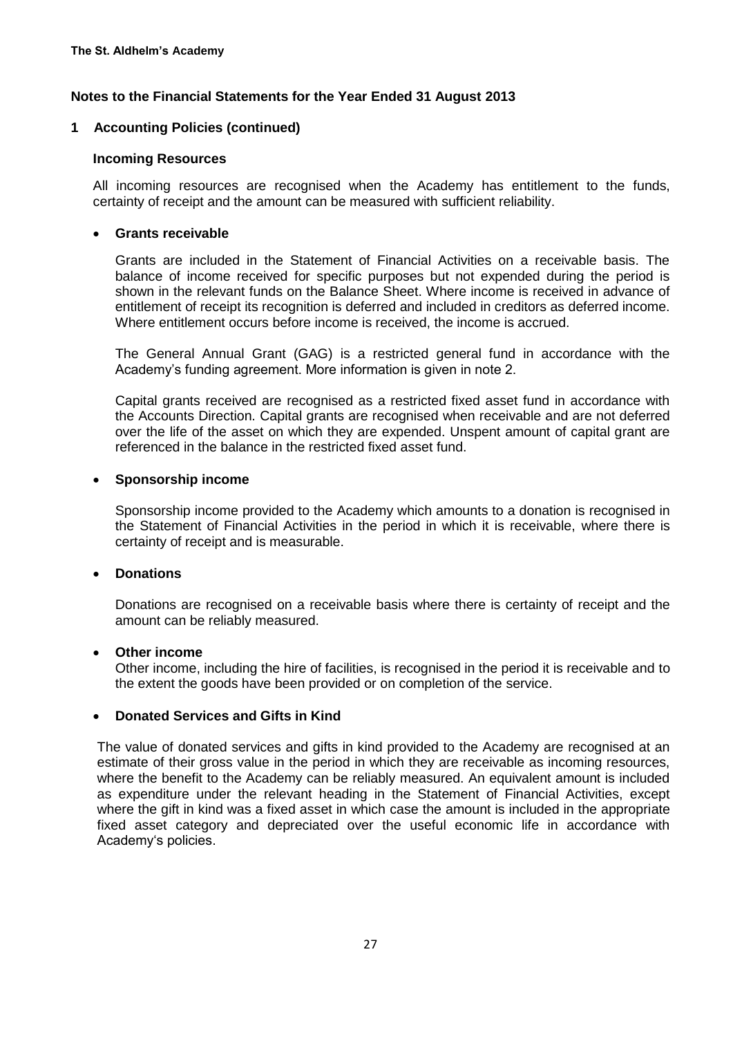**The St. Aldhelm's Academy**

## Notes to the Financial Statements for the Year Ended 31 August 2013

### 1 Accounting Policies (continued)

#### Incoming Resources

All incoming resources are recognised when the Academy has entitlement to the funds, certainty of receipt and the amount can be measured with sufficient reliability.

- **Grants receivable**

  Grants are included in the Statement of Financial Activities on a receivable basis. The balance of income received for specific purposes but not expended during the period is shown in the relevant funds on the Balance Sheet. Where income is received in advance of entitlement of receipt its recognition is deferred and included in creditors as deferred income. Where entitlement occurs before income is received, the income is accrued.

  The General Annual Grant (GAG) is a restricted general fund in accordance with the Academy's funding agreement. More information is given in note 2.

  Capital grants received are recognised as a restricted fixed asset fund in accordance with the Accounts Direction. Capital grants are recognised when receivable and are not deferred over the life of the asset on which they are expended. Unspent amount of capital grant are referenced in the balance in the restricted fixed asset fund.

- **Sponsorship income**

  Sponsorship income provided to the Academy which amounts to a donation is recognised in the Statement of Financial Activities in the period in which it is receivable, where there is certainty of receipt and is measurable.

- **Donations**

  Donations are recognised on a receivable basis where there is certainty of receipt and the amount can be reliably measured.

- **Other income**

  Other income, including the hire of facilities, is recognised in the period it is receivable and to the extent the goods have been provided or on completion of the service.

- **Donated Services and Gifts in Kind**

  The value of donated services and gifts in kind provided to the Academy are recognised at an estimate of their gross value in the period in which they are receivable as incoming resources, where the benefit to the Academy can be reliably measured. An equivalent amount is included as expenditure under the relevant heading in the Statement of Financial Activities, except where the gift in kind was a fixed asset in which case the amount is included in the appropriate fixed asset category and depreciated over the useful economic life in accordance with Academy's policies.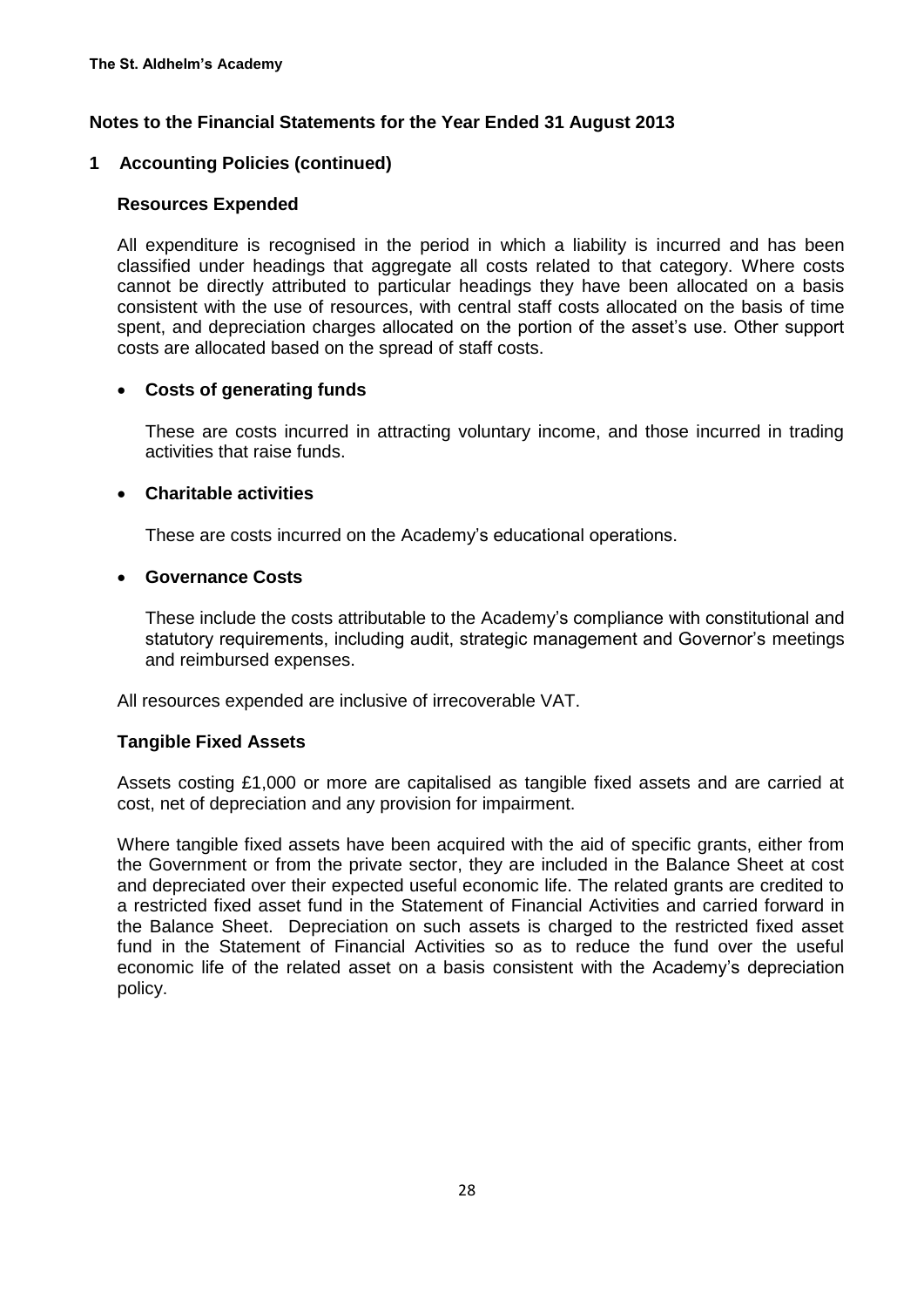**The St. Aldhelm's Academy**

## Notes to the Financial Statements for the Year Ended 31 August 2013

### 1 Accounting Policies (continued)

#### Resources Expended

All expenditure is recognised in the period in which a liability is incurred and has been classified under headings that aggregate all costs related to that category. Where costs cannot be directly attributed to particular headings they have been allocated on a basis consistent with the use of resources, with central staff costs allocated on the basis of time spent, and depreciation charges allocated on the portion of the asset's use. Other support costs are allocated based on the spread of staff costs.

- **Costs of generating funds**

  These are costs incurred in attracting voluntary income, and those incurred in trading activities that raise funds.

- **Charitable activities**

  These are costs incurred on the Academy's educational operations.

- **Governance Costs**

  These include the costs attributable to the Academy's compliance with constitutional and statutory requirements, including audit, strategic management and Governor's meetings and reimbursed expenses.

All resources expended are inclusive of irrecoverable VAT.

#### Tangible Fixed Assets

Assets costing £1,000 or more are capitalised as tangible fixed assets and are carried at cost, net of depreciation and any provision for impairment.

Where tangible fixed assets have been acquired with the aid of specific grants, either from the Government or from the private sector, they are included in the Balance Sheet at cost and depreciated over their expected useful economic life. The related grants are credited to a restricted fixed asset fund in the Statement of Financial Activities and carried forward in the Balance Sheet. Depreciation on such assets is charged to the restricted fixed asset fund in the Statement of Financial Activities so as to reduce the fund over the useful economic life of the related asset on a basis consistent with the Academy's depreciation policy.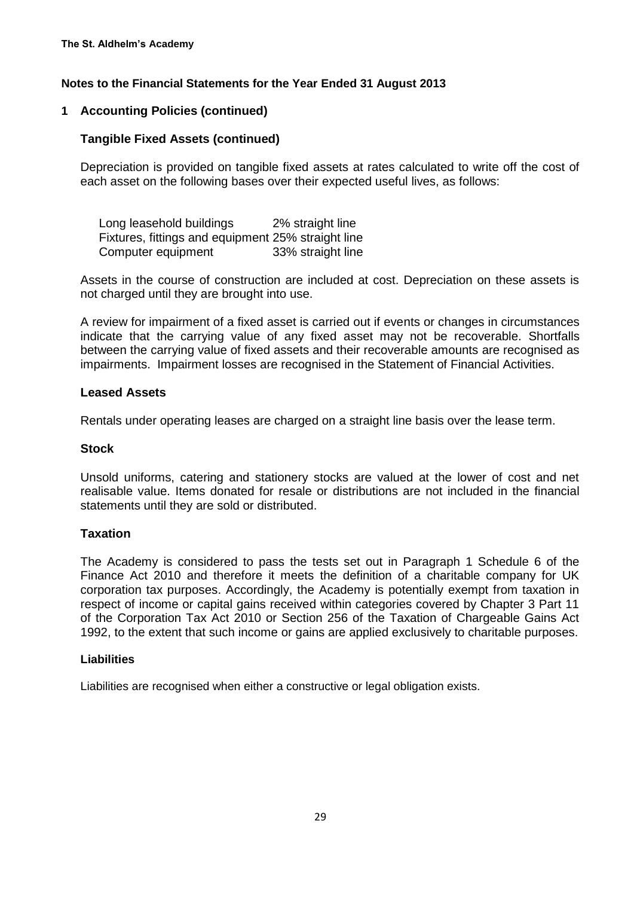**Notes to the Financial Statements for the Year Ended 31 August 2013**

## 1 Accounting Policies (continued)

### Tangible Fixed Assets (continued)

Depreciation is provided on tangible fixed assets at rates calculated to write off the cost of each asset on the following bases over their expected useful lives, as follows:

| | |
|---|---|
| Long leasehold buildings | 2% straight line |
| Fixtures, fittings and equipment | 25% straight line |
| Computer equipment | 33% straight line |

Assets in the course of construction are included at cost. Depreciation on these assets is not charged until they are brought into use.

A review for impairment of a fixed asset is carried out if events or changes in circumstances indicate that the carrying value of any fixed asset may not be recoverable. Shortfalls between the carrying value of fixed assets and their recoverable amounts are recognised as impairments. Impairment losses are recognised in the Statement of Financial Activities.

### Leased Assets

Rentals under operating leases are charged on a straight line basis over the lease term.

### Stock

Unsold uniforms, catering and stationery stocks are valued at the lower of cost and net realisable value. Items donated for resale or distributions are not included in the financial statements until they are sold or distributed.

### Taxation

The Academy is considered to pass the tests set out in Paragraph 1 Schedule 6 of the Finance Act 2010 and therefore it meets the definition of a charitable company for UK corporation tax purposes. Accordingly, the Academy is potentially exempt from taxation in respect of income or capital gains received within categories covered by Chapter 3 Part 11 of the Corporation Tax Act 2010 or Section 256 of the Taxation of Chargeable Gains Act 1992, to the extent that such income or gains are applied exclusively to charitable purposes.

### Liabilities

Liabilities are recognised when either a constructive or legal obligation exists.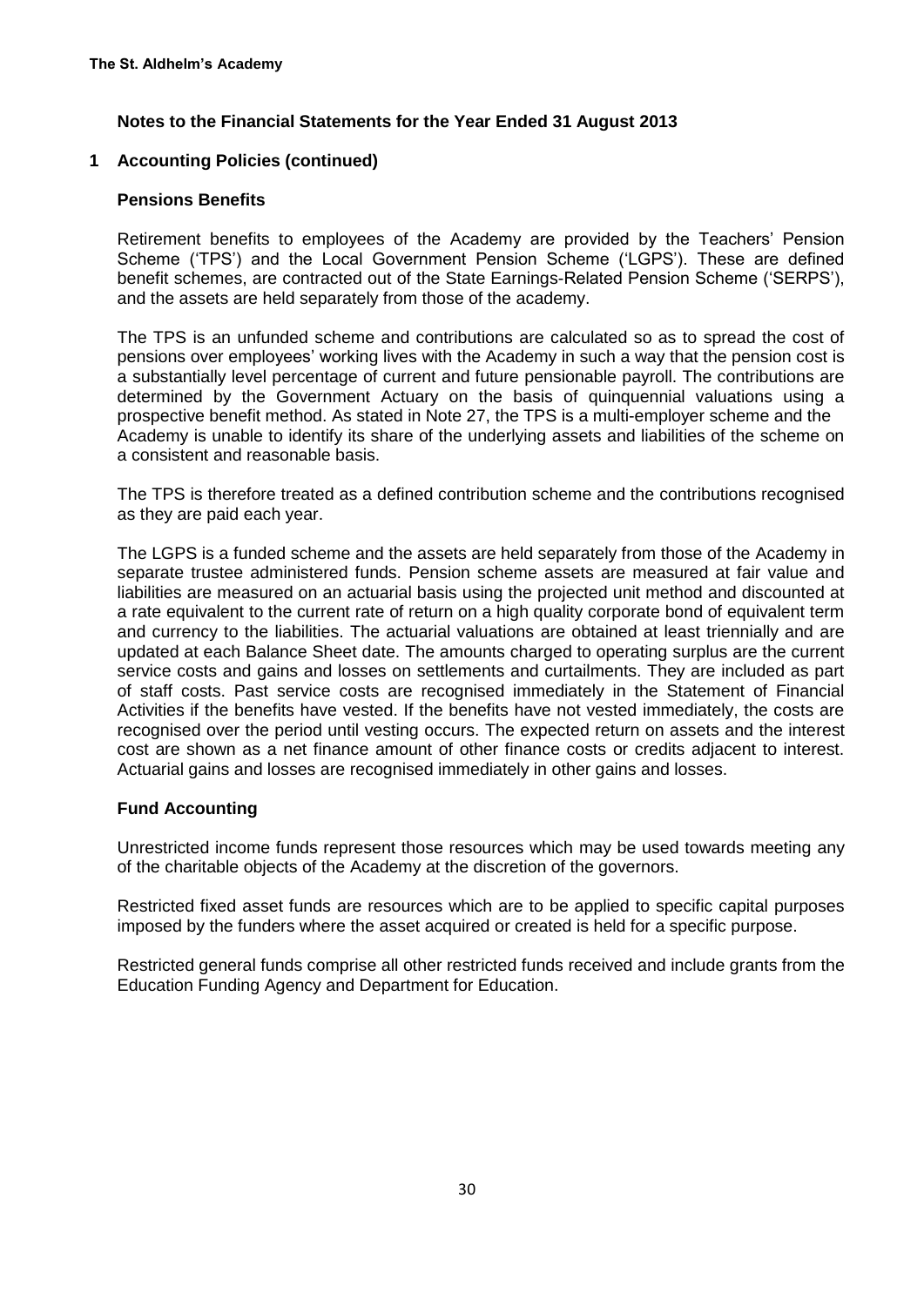## Notes to the Financial Statements for the Year Ended 31 August 2013

## 1 Accounting Policies (continued)

### Pensions Benefits

Retirement benefits to employees of the Academy are provided by the Teachers' Pension Scheme ('TPS') and the Local Government Pension Scheme ('LGPS'). These are defined benefit schemes, are contracted out of the State Earnings-Related Pension Scheme ('SERPS'), and the assets are held separately from those of the academy.

The TPS is an unfunded scheme and contributions are calculated so as to spread the cost of pensions over employees' working lives with the Academy in such a way that the pension cost is a substantially level percentage of current and future pensionable payroll. The contributions are determined by the Government Actuary on the basis of quinquennial valuations using a prospective benefit method. As stated in Note 27, the TPS is a multi-employer scheme and the Academy is unable to identify its share of the underlying assets and liabilities of the scheme on a consistent and reasonable basis.

The TPS is therefore treated as a defined contribution scheme and the contributions recognised as they are paid each year.

The LGPS is a funded scheme and the assets are held separately from those of the Academy in separate trustee administered funds. Pension scheme assets are measured at fair value and liabilities are measured on an actuarial basis using the projected unit method and discounted at a rate equivalent to the current rate of return on a high quality corporate bond of equivalent term and currency to the liabilities. The actuarial valuations are obtained at least triennially and are updated at each Balance Sheet date. The amounts charged to operating surplus are the current service costs and gains and losses on settlements and curtailments. They are included as part of staff costs. Past service costs are recognised immediately in the Statement of Financial Activities if the benefits have vested. If the benefits have not vested immediately, the costs are recognised over the period until vesting occurs. The expected return on assets and the interest cost are shown as a net finance amount of other finance costs or credits adjacent to interest. Actuarial gains and losses are recognised immediately in other gains and losses.

### Fund Accounting

Unrestricted income funds represent those resources which may be used towards meeting any of the charitable objects of the Academy at the discretion of the governors.

Restricted fixed asset funds are resources which are to be applied to specific capital purposes imposed by the funders where the asset acquired or created is held for a specific purpose.

Restricted general funds comprise all other restricted funds received and include grants from the Education Funding Agency and Department for Education.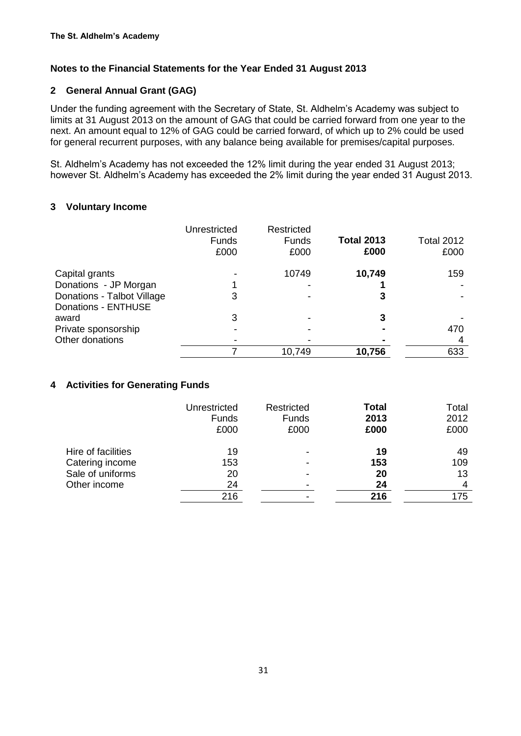**The St. Aldhelm's Academy**

## Notes to the Financial Statements for the Year Ended 31 August 2013

### 2 General Annual Grant (GAG)

Under the funding agreement with the Secretary of State, St. Aldhelm's Academy was subject to limits at 31 August 2013 on the amount of GAG that could be carried forward from one year to the next. An amount equal to 12% of GAG could be carried forward, of which up to 2% could be used for general recurrent purposes, with any balance being available for premises/capital purposes.

St. Aldhelm's Academy has not exceeded the 12% limit during the year ended 31 August 2013; however St. Aldhelm's Academy has exceeded the 2% limit during the year ended 31 August 2013.

### 3 Voluntary Income

| | Unrestricted Funds £000 | Restricted Funds £000 | **Total 2013 £000** | Total 2012 £000 |
|---|---|---|---|---|
| Capital grants | - | 10749 | **10,749** | 159 |
| Donations - JP Morgan | 1 | - | **1** | - |
| Donations - Talbot Village | 3 | - | **3** | - |
| Donations - ENTHUSE award | 3 | - | **3** | - |
| Private sponsorship | - | - | **-** | 470 |
| Other donations | - | - | **-** | 4 |
| | 7 | 10,749 | **10,756** | 633 |

### 4 Activities for Generating Funds

| | Unrestricted Funds £000 | Restricted Funds £000 | **Total 2013 £000** | Total 2012 £000 |
|---|---|---|---|---|
| Hire of facilities | 19 | - | **19** | 49 |
| Catering income | 153 | - | **153** | 109 |
| Sale of uniforms | 20 | - | **20** | 13 |
| Other income | 24 | - | **24** | 4 |
| | 216 | - | **216** | 175 |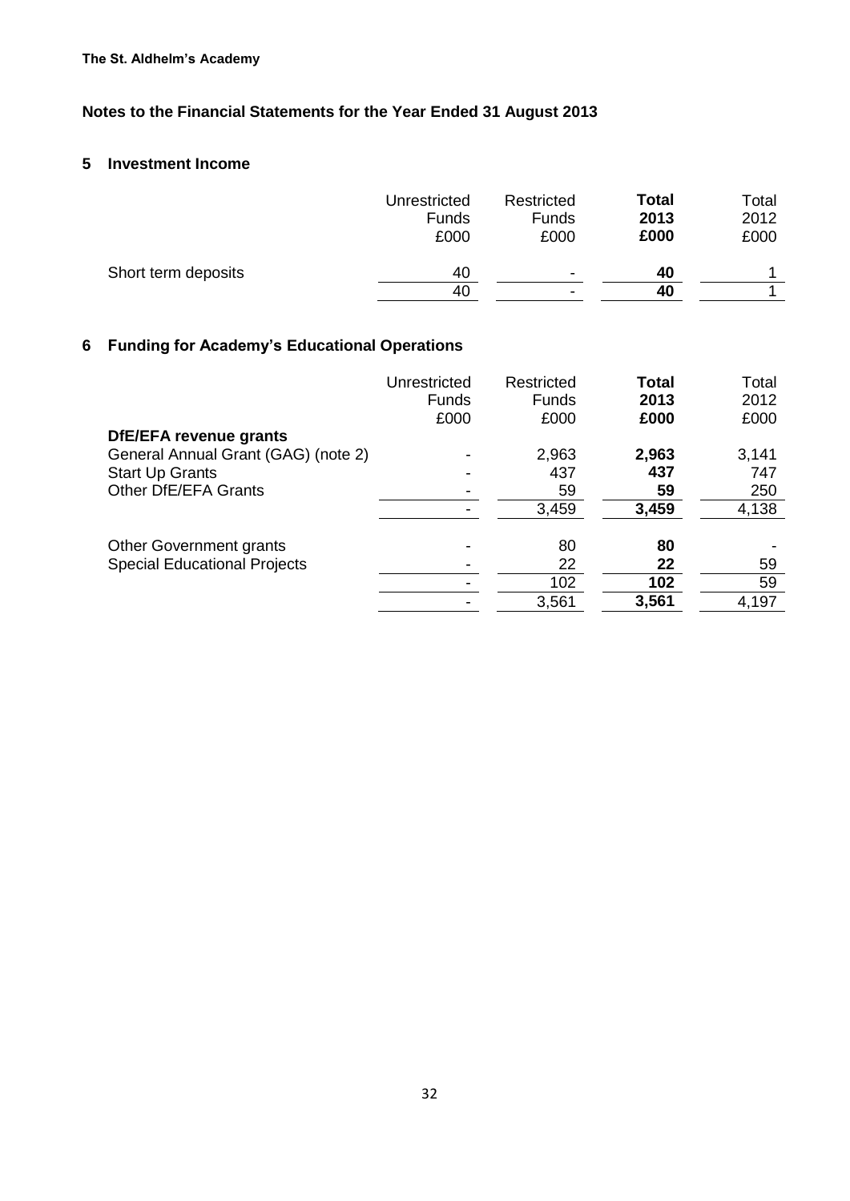**The St. Aldhelm's Academy**

## Notes to the Financial Statements for the Year Ended 31 August 2013

### 5 Investment Income

| | Unrestricted Funds £000 | Restricted Funds £000 | **Total 2013 £000** | Total 2012 £000 |
|---|---|---|---|---|
| Short term deposits | 40 | - | **40** | 1 |
| | 40 | - | **40** | 1 |

### 6 Funding for Academy's Educational Operations

| | Unrestricted Funds £000 | Restricted Funds £000 | **Total 2013 £000** | Total 2012 £000 |
|---|---|---|---|---|
| **DfE/EFA revenue grants** | | | | |
| General Annual Grant (GAG) (note 2) | - | 2,963 | **2,963** | 3,141 |
| Start Up Grants | - | 437 | **437** | 747 |
| Other DfE/EFA Grants | - | 59 | **59** | 250 |
| | - | 3,459 | **3,459** | 4,138 |
| Other Government grants | - | 80 | **80** | - |
| Special Educational Projects | - | 22 | **22** | 59 |
| | - | 102 | **102** | 59 |
| | - | 3,561 | **3,561** | 4,197 |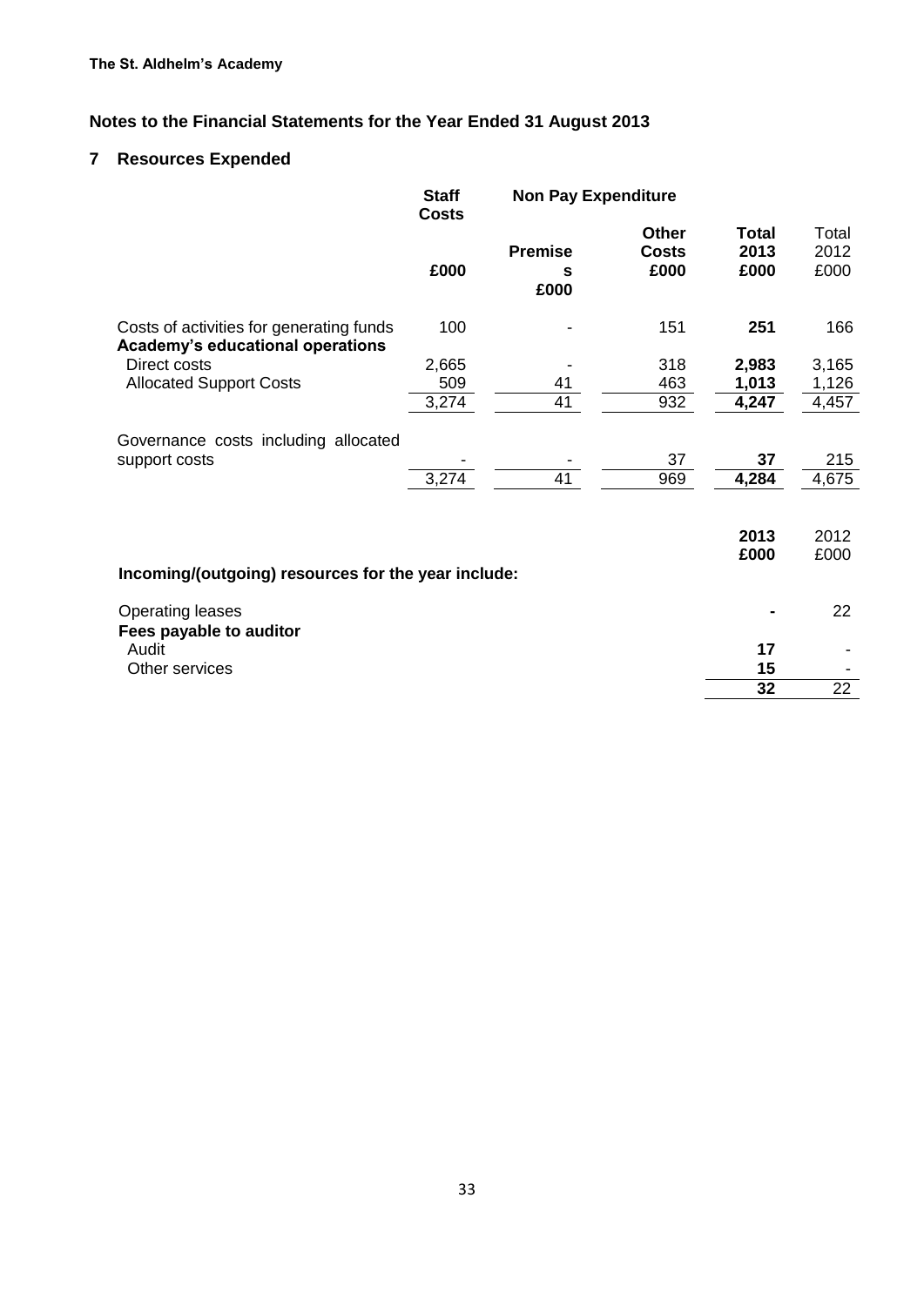**The St. Aldhelm's Academy**

# Notes to the Financial Statements for the Year Ended 31 August 2013

## 7 Resources Expended

| | Staff Costs | Non Pay Expenditure | | | |
|---|---|---|---|---|---|
| | £000 | Premises £000 | Other Costs £000 | Total 2013 £000 | Total 2012 £000 |
| Costs of activities for generating funds | 100 | - | 151 | **251** | 166 |
| **Academy's educational operations** | | | | | |
| Direct costs | 2,665 | - | 318 | **2,983** | 3,165 |
| Allocated Support Costs | 509 | 41 | 463 | **1,013** | 1,126 |
| | 3,274 | 41 | 932 | **4,247** | 4,457 |
| Governance costs including allocated support costs | - | - | 37 | **37** | 215 |
| | 3,274 | 41 | 969 | **4,284** | 4,675 |

| **Incoming/(outgoing) resources for the year include:** | **2013 £000** | 2012 £000 |
|---|---|---|
| Operating leases | **-** | 22 |
| **Fees payable to auditor** | | |
| Audit | **17** | - |
| Other services | **15** | - |
| | **32** | 22 |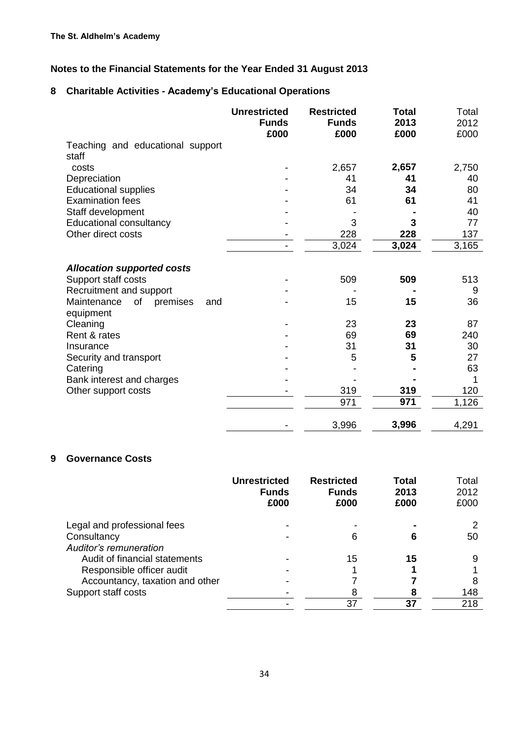**The St. Aldhelm's Academy**

## Notes to the Financial Statements for the Year Ended 31 August 2013

### 8 Charitable Activities - Academy's Educational Operations

| | Unrestricted Funds £000 | Restricted Funds £000 | Total 2013 £000 | Total 2012 £000 |
|---|---|---|---|---|
| Teaching and educational support staff costs | - | 2,657 | **2,657** | 2,750 |
| Depreciation | - | 41 | **41** | 40 |
| Educational supplies | - | 34 | **34** | 80 |
| Examination fees | - | 61 | **61** | 41 |
| Staff development | - | - | **-** | 40 |
| Educational consultancy | - | 3 | **3** | 77 |
| Other direct costs | - | 228 | **228** | 137 |
| | - | 3,024 | **3,024** | 3,165 |
| ***Allocation supported costs*** | | | | |
| Support staff costs | - | 509 | **509** | 513 |
| Recruitment and support | - | - | **-** | 9 |
| Maintenance of premises and equipment | - | 15 | **15** | 36 |
| Cleaning | - | 23 | **23** | 87 |
| Rent & rates | - | 69 | **69** | 240 |
| Insurance | - | 31 | **31** | 30 |
| Security and transport | - | 5 | **5** | 27 |
| Catering | - | - | **-** | 63 |
| Bank interest and charges | - | - | **-** | 1 |
| Other support costs | - | 319 | **319** | 120 |
| | | 971 | **971** | 1,126 |
| | - | 3,996 | **3,996** | 4,291 |

### 9 Governance Costs

| | Unrestricted Funds £000 | Restricted Funds £000 | Total 2013 £000 | Total 2012 £000 |
|---|---|---|---|---|
| Legal and professional fees | - | - | **-** | 2 |
| Consultancy | - | 6 | **6** | 50 |
| *Auditor's remuneration* | | | | |
| Audit of financial statements | - | 15 | **15** | 9 |
| Responsible officer audit | - | 1 | **1** | 1 |
| Accountancy, taxation and other | - | 7 | **7** | 8 |
| Support staff costs | - | 8 | **8** | 148 |
| | - | 37 | **37** | 218 |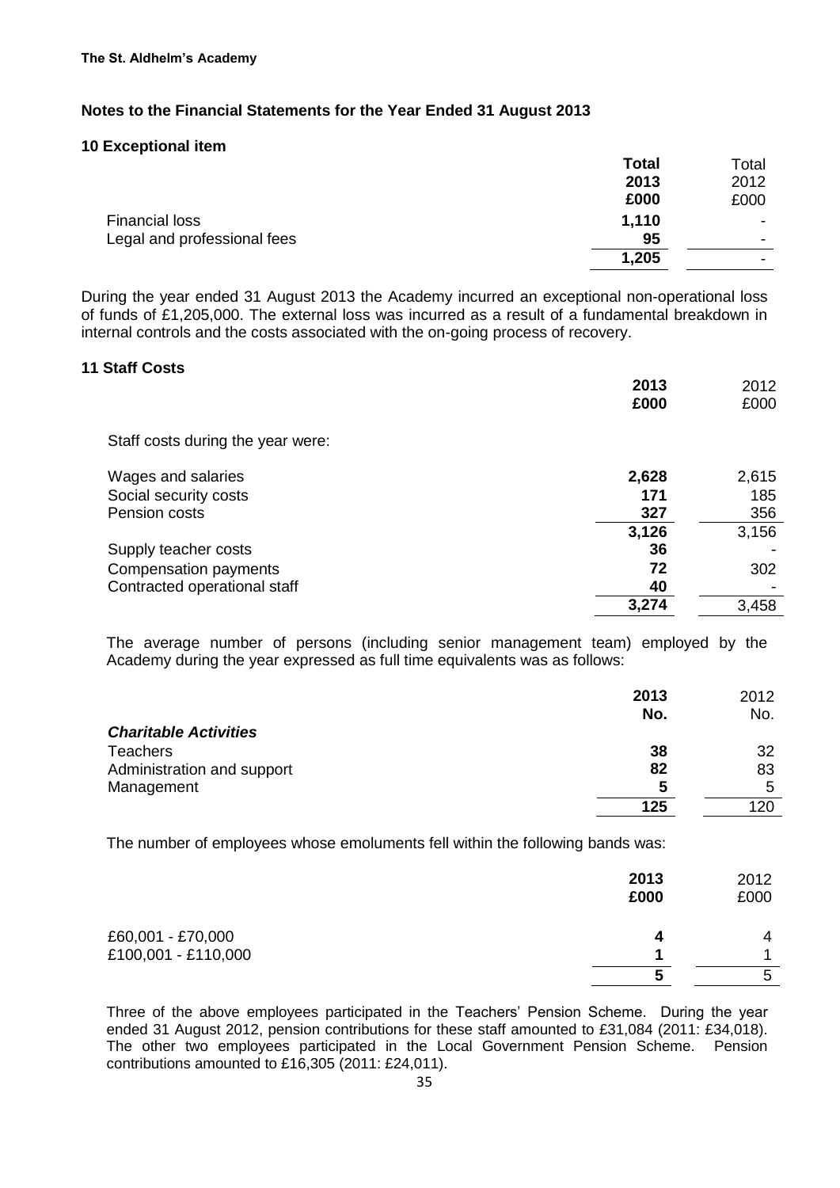**The St. Aldhelm's Academy**

## Notes to the Financial Statements for the Year Ended 31 August 2013

### 10 Exceptional item

| | **Total 2013 £000** | Total 2012 £000 |
|---|---|---|
| Financial loss | **1,110** | - |
| Legal and professional fees | **95** | - |
| | **1,205** | - |

During the year ended 31 August 2013 the Academy incurred an exceptional non-operational loss of funds of £1,205,000. The external loss was incurred as a result of a fundamental breakdown in internal controls and the costs associated with the on-going process of recovery.

### 11 Staff Costs

| | **2013 £000** | 2012 £000 |
|---|---|---|
| Staff costs during the year were: | | |
| Wages and salaries | **2,628** | 2,615 |
| Social security costs | **171** | 185 |
| Pension costs | **327** | 356 |
| | **3,126** | 3,156 |
| Supply teacher costs | **36** | - |
| Compensation payments | **72** | 302 |
| Contracted operational staff | **40** | - |
| | **3,274** | 3,458 |

The average number of persons (including senior management team) employed by the Academy during the year expressed as full time equivalents was as follows:

| | **2013 No.** | 2012 No. |
|---|---|---|
| ***Charitable Activities*** | | |
| Teachers | **38** | 32 |
| Administration and support | **82** | 83 |
| Management | **5** | 5 |
| | **125** | 120 |

The number of employees whose emoluments fell within the following bands was:

| | **2013 £000** | 2012 £000 |
|---|---|---|
| £60,001 - £70,000 | **4** | 4 |
| £100,001 - £110,000 | **1** | 1 |
| | **5** | 5 |

Three of the above employees participated in the Teachers' Pension Scheme. During the year ended 31 August 2012, pension contributions for these staff amounted to £31,084 (2011: £34,018). The other two employees participated in the Local Government Pension Scheme. Pension contributions amounted to £16,305 (2011: £24,011).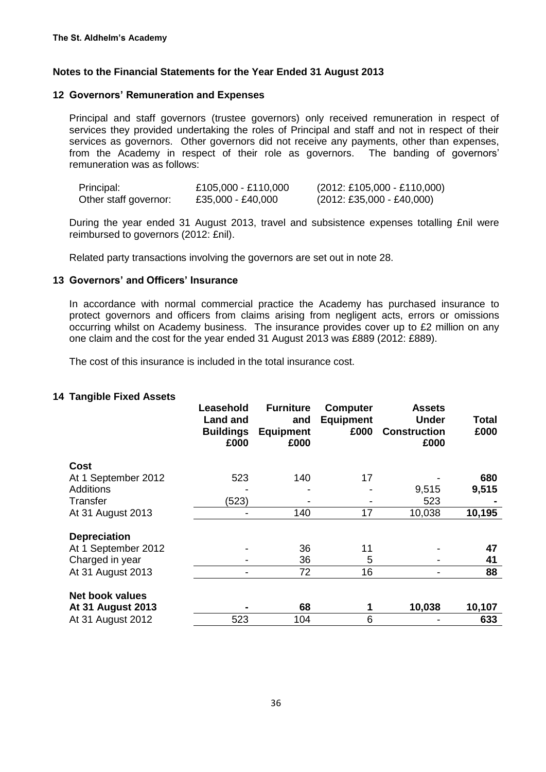**The St. Aldhelm's Academy**

## Notes to the Financial Statements for the Year Ended 31 August 2013

### 12 Governors' Remuneration and Expenses

Principal and staff governors (trustee governors) only received remuneration in respect of services they provided undertaking the roles of Principal and staff and not in respect of their services as governors. Other governors did not receive any payments, other than expenses, from the Academy in respect of their role as governors. The banding of governors' remuneration was as follows:

| | | |
|---|---|---|
| Principal: | £105,000 - £110,000 | (2012: £105,000 - £110,000) |
| Other staff governor: | £35,000 - £40,000 | (2012: £35,000 - £40,000) |

During the year ended 31 August 2013, travel and subsistence expenses totalling £nil were reimbursed to governors (2012: £nil).

Related party transactions involving the governors are set out in note 28.

### 13 Governors' and Officers' Insurance

In accordance with normal commercial practice the Academy has purchased insurance to protect governors and officers from claims arising from negligent acts, errors or omissions occurring whilst on Academy business. The insurance provides cover up to £2 million on any one claim and the cost for the year ended 31 August 2013 was £889 (2012: £889).

The cost of this insurance is included in the total insurance cost.

### 14 Tangible Fixed Assets

| | Leasehold Land and Buildings £000 | Furniture and Equipment £000 | Computer Equipment £000 | Assets Under Construction £000 | Total £000 |
|---|---|---|---|---|---|
| **Cost** | | | | | |
| At 1 September 2012 | 523 | 140 | 17 | - | **680** |
| Additions | - | - | - | 9,515 | **9,515** |
| Transfer | (523) | - | - | 523 | **-** |
| At 31 August 2013 | - | 140 | 17 | 10,038 | **10,195** |
| **Depreciation** | | | | | |
| At 1 September 2012 | - | 36 | 11 | - | **47** |
| Charged in year | - | 36 | 5 | - | **41** |
| At 31 August 2013 | - | 72 | 16 | - | **88** |
| **Net book values** | | | | | |
| **At 31 August 2013** | **-** | **68** | **1** | **10,038** | **10,107** |
| At 31 August 2012 | 523 | 104 | 6 | - | **633** |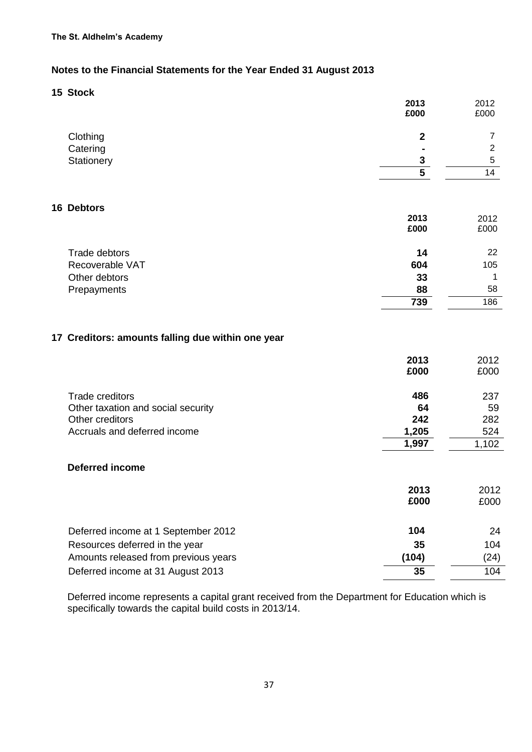The St. Aldhelm's Academy

## Notes to the Financial Statements for the Year Ended 31 August 2013

### 15 Stock

| | 2013 £000 | 2012 £000 |
|---|---|---|
| Clothing | **2** | 7 |
| Catering | **-** | 2 |
| Stationery | **3** | 5 |
| | **5** | 14 |

### 16 Debtors

| | 2013 £000 | 2012 £000 |
|---|---|---|
| Trade debtors | **14** | 22 |
| Recoverable VAT | **604** | 105 |
| Other debtors | **33** | 1 |
| Prepayments | **88** | 58 |
| | **739** | 186 |

### 17 Creditors: amounts falling due within one year

| | 2013 £000 | 2012 £000 |
|---|---|---|
| Trade creditors | **486** | 237 |
| Other taxation and social security | **64** | 59 |
| Other creditors | **242** | 282 |
| Accruals and deferred income | **1,205** | 524 |
| | **1,997** | 1,102 |

#### Deferred income

| | 2013 £000 | 2012 £000 |
|---|---|---|
| Deferred income at 1 September 2012 | **104** | 24 |
| Resources deferred in the year | **35** | 104 |
| Amounts released from previous years | **(104)** | (24) |
| Deferred income at 31 August 2013 | **35** | 104 |

Deferred income represents a capital grant received from the Department for Education which is specifically towards the capital build costs in 2013/14.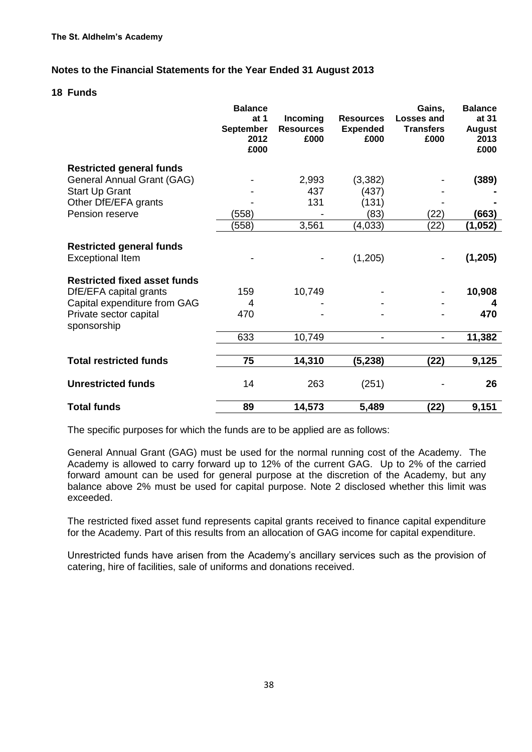**The St. Aldhelm's Academy**

## Notes to the Financial Statements for the Year Ended 31 August 2013

### 18 Funds

| | Balance at 1 September 2012 £000 | Incoming Resources £000 | Resources Expended £000 | Gains, Losses and Transfers £000 | Balance at 31 August 2013 £000 |
|---|---|---|---|---|---|
| **Restricted general funds** | | | | | |
| General Annual Grant (GAG) | - | 2,993 | (3,382) | - | **(389)** |
| Start Up Grant | - | 437 | (437) | - | **-** |
| Other DfE/EFA grants | - | 131 | (131) | - | **-** |
| Pension reserve | (558) | - | (83) | (22) | **(663)** |
| | (558) | 3,561 | (4,033) | (22) | **(1,052)** |
| **Restricted general funds** | | | | | |
| Exceptional Item | - | - | (1,205) | - | **(1,205)** |
| **Restricted fixed asset funds** | | | | | |
| DfE/EFA capital grants | 159 | 10,749 | - | - | **10,908** |
| Capital expenditure from GAG | 4 | - | - | - | **4** |
| Private sector capital sponsorship | 470 | - | - | - | **470** |
| | 633 | 10,749 | - | - | **11,382** |
| **Total restricted funds** | **75** | **14,310** | **(5,238)** | **(22)** | **9,125** |
| **Unrestricted funds** | 14 | 263 | (251) | - | **26** |
| **Total funds** | **89** | **14,573** | **5,489** | **(22)** | **9,151** |

The specific purposes for which the funds are to be applied are as follows:

General Annual Grant (GAG) must be used for the normal running cost of the Academy. The Academy is allowed to carry forward up to 12% of the current GAG. Up to 2% of the carried forward amount can be used for general purpose at the discretion of the Academy, but any balance above 2% must be used for capital purpose. Note 2 disclosed whether this limit was exceeded.

The restricted fixed asset fund represents capital grants received to finance capital expenditure for the Academy. Part of this results from an allocation of GAG income for capital expenditure.

Unrestricted funds have arisen from the Academy's ancillary services such as the provision of catering, hire of facilities, sale of uniforms and donations received.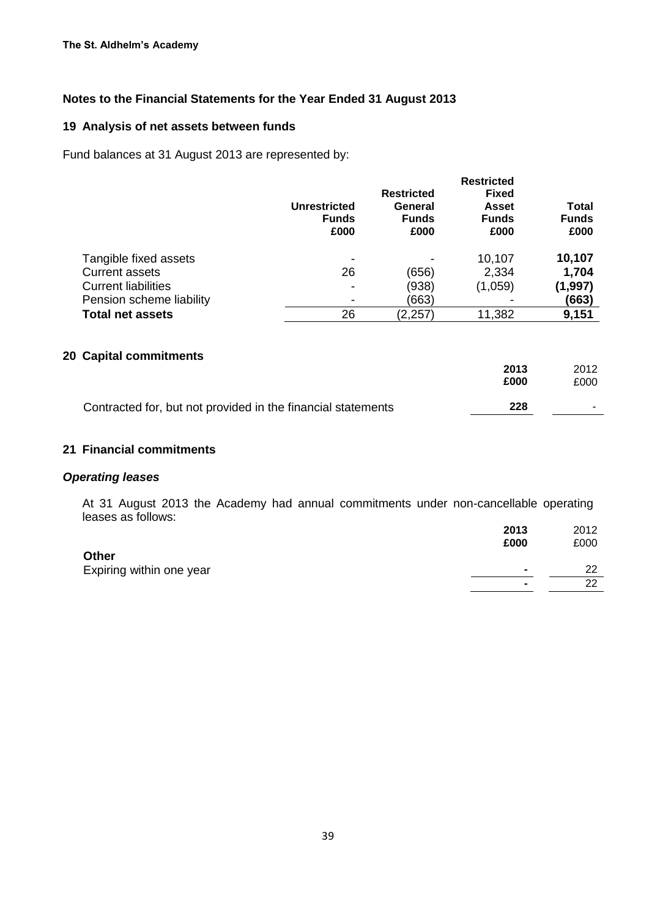**The St. Aldhelm's Academy**

## Notes to the Financial Statements for the Year Ended 31 August 2013

### 19 Analysis of net assets between funds

Fund balances at 31 August 2013 are represented by:

| | Unrestricted Funds £000 | Restricted General Funds £000 | Restricted Fixed Asset Funds £000 | Total Funds £000 |
|---|---|---|---|---|
| Tangible fixed assets | - | - | 10,107 | **10,107** |
| Current assets | 26 | (656) | 2,334 | **1,704** |
| Current liabilities | - | (938) | (1,059) | **(1,997)** |
| Pension scheme liability | - | (663) | - | **(663)** |
| **Total net assets** | 26 | (2,257) | 11,382 | **9,151** |

### 20 Capital commitments

| | 2013 £000 | 2012 £000 |
|---|---|---|
| Contracted for, but not provided in the financial statements | **228** | - |

### 21 Financial commitments

#### *Operating leases*

At 31 August 2013 the Academy had annual commitments under non-cancellable operating leases as follows:

| | 2013 £000 | 2012 £000 |
|---|---|---|
| **Other** | | |
| Expiring within one year | **-** | 22 |
| | **-** | 22 |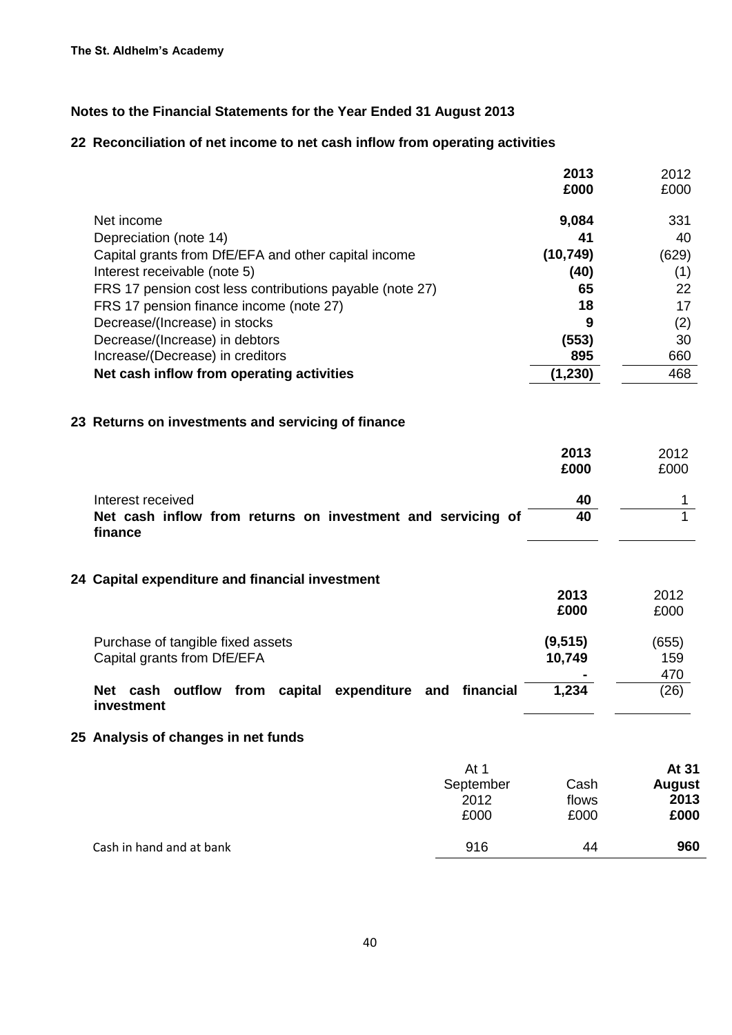**The St. Aldhelm's Academy**

## Notes to the Financial Statements for the Year Ended 31 August 2013

### 22 Reconciliation of net income to net cash inflow from operating activities

| | 2013 £000 | 2012 £000 |
|---|---|---|
| Net income | **9,084** | 331 |
| Depreciation (note 14) | **41** | 40 |
| Capital grants from DfE/EFA and other capital income | **(10,749)** | (629) |
| Interest receivable (note 5) | **(40)** | (1) |
| FRS 17 pension cost less contributions payable (note 27) | **65** | 22 |
| FRS 17 pension finance income (note 27) | **18** | 17 |
| Decrease/(Increase) in stocks | **9** | (2) |
| Decrease/(Increase) in debtors | **(553)** | 30 |
| Increase/(Decrease) in creditors | **895** | 660 |
| **Net cash inflow from operating activities** | **(1,230)** | 468 |

### 23 Returns on investments and servicing of finance

| | 2013 £000 | 2012 £000 |
|---|---|---|
| Interest received | **40** | 1 |
| **Net cash inflow from returns on investment and servicing of finance** | **40** | 1 |

### 24 Capital expenditure and financial investment

| | 2013 £000 | 2012 £000 |
|---|---|---|
| Purchase of tangible fixed assets | **(9,515)** | (655) |
| Capital grants from DfE/EFA | **10,749** | 159 |
| | **-** | 470 |
| **Net cash outflow from capital expenditure and financial investment** | **1,234** | (26) |

### 25 Analysis of changes in net funds

| | At 1 September 2012 £000 | Cash flows £000 | At 31 August 2013 £000 |
|---|---|---|---|
| Cash in hand and at bank | 916 | 44 | **960** |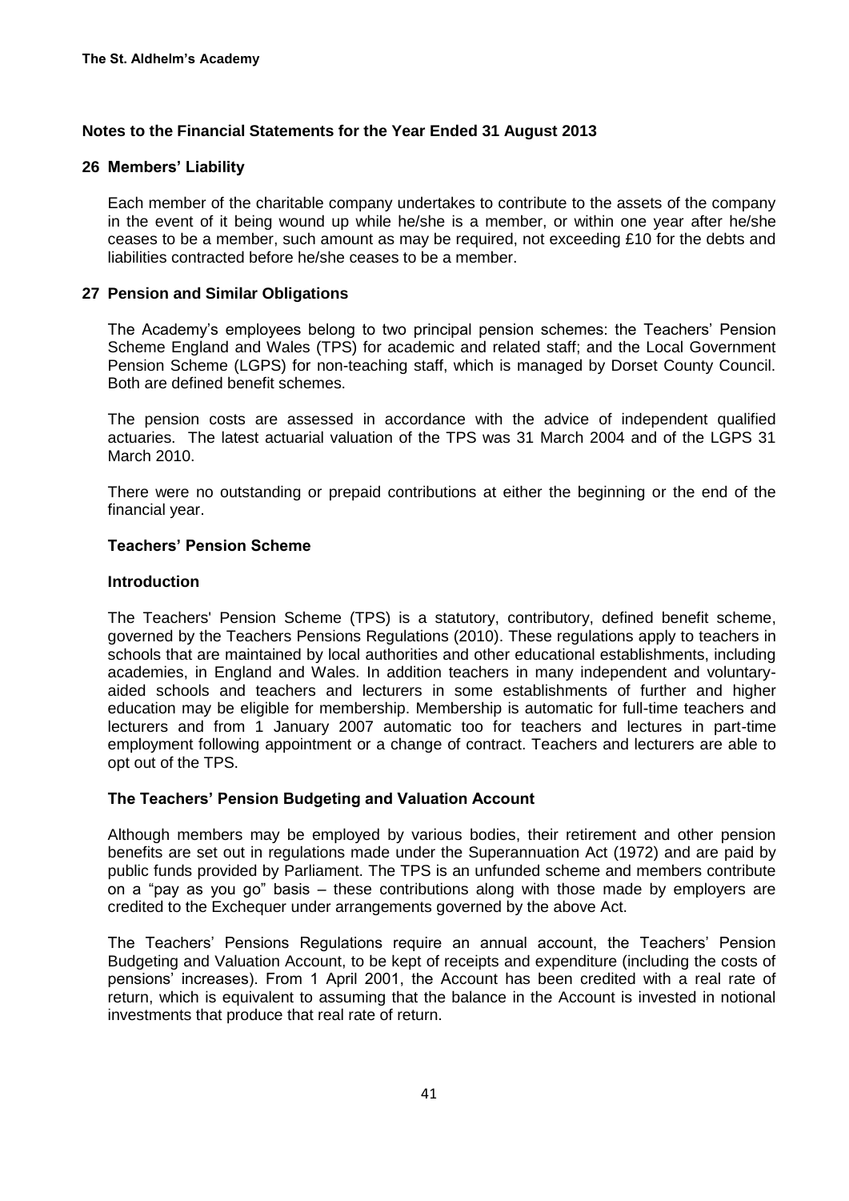**Notes to the Financial Statements for the Year Ended 31 August 2013**

## 26 Members' Liability

Each member of the charitable company undertakes to contribute to the assets of the company in the event of it being wound up while he/she is a member, or within one year after he/she ceases to be a member, such amount as may be required, not exceeding £10 for the debts and liabilities contracted before he/she ceases to be a member.

## 27 Pension and Similar Obligations

The Academy's employees belong to two principal pension schemes: the Teachers' Pension Scheme England and Wales (TPS) for academic and related staff; and the Local Government Pension Scheme (LGPS) for non-teaching staff, which is managed by Dorset County Council. Both are defined benefit schemes.

The pension costs are assessed in accordance with the advice of independent qualified actuaries. The latest actuarial valuation of the TPS was 31 March 2004 and of the LGPS 31 March 2010.

There were no outstanding or prepaid contributions at either the beginning or the end of the financial year.

### Teachers' Pension Scheme

#### Introduction

The Teachers' Pension Scheme (TPS) is a statutory, contributory, defined benefit scheme, governed by the Teachers Pensions Regulations (2010). These regulations apply to teachers in schools that are maintained by local authorities and other educational establishments, including academies, in England and Wales. In addition teachers in many independent and voluntary-aided schools and teachers and lecturers in some establishments of further and higher education may be eligible for membership. Membership is automatic for full-time teachers and lecturers and from 1 January 2007 automatic too for teachers and lectures in part-time employment following appointment or a change of contract. Teachers and lecturers are able to opt out of the TPS.

#### The Teachers' Pension Budgeting and Valuation Account

Although members may be employed by various bodies, their retirement and other pension benefits are set out in regulations made under the Superannuation Act (1972) and are paid by public funds provided by Parliament. The TPS is an unfunded scheme and members contribute on a "pay as you go" basis – these contributions along with those made by employers are credited to the Exchequer under arrangements governed by the above Act.

The Teachers' Pensions Regulations require an annual account, the Teachers' Pension Budgeting and Valuation Account, to be kept of receipts and expenditure (including the costs of pensions' increases). From 1 April 2001, the Account has been credited with a real rate of return, which is equivalent to assuming that the balance in the Account is invested in notional investments that produce that real rate of return.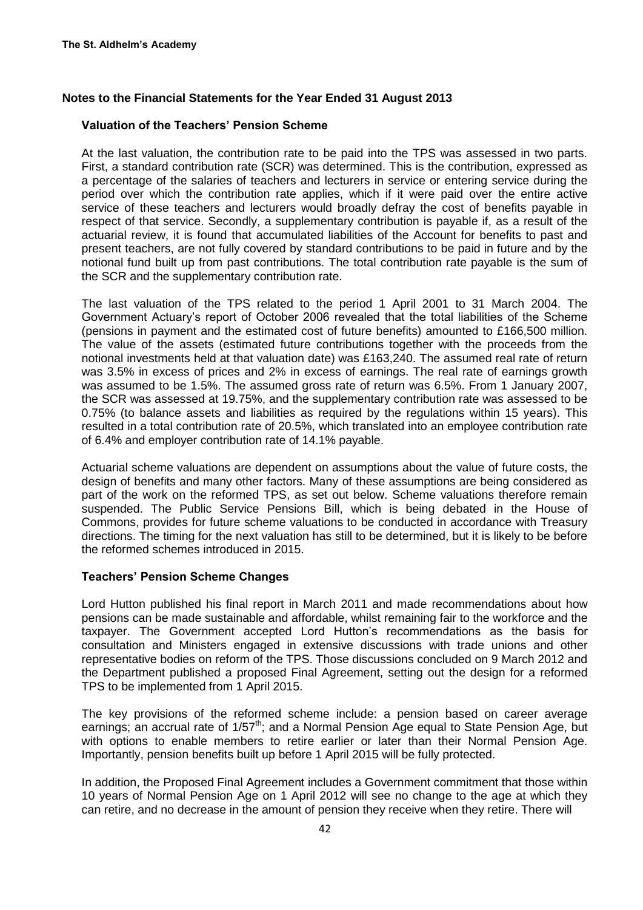**Notes to the Financial Statements for the Year Ended 31 August 2013**

### Valuation of the Teachers' Pension Scheme

At the last valuation, the contribution rate to be paid into the TPS was assessed in two parts. First, a standard contribution rate (SCR) was determined. This is the contribution, expressed as a percentage of the salaries of teachers and lecturers in service or entering service during the period over which the contribution rate applies, which if it were paid over the entire active service of these teachers and lecturers would broadly defray the cost of benefits payable in respect of that service. Secondly, a supplementary contribution is payable if, as a result of the actuarial review, it is found that accumulated liabilities of the Account for benefits to past and present teachers, are not fully covered by standard contributions to be paid in future and by the notional fund built up from past contributions. The total contribution rate payable is the sum of the SCR and the supplementary contribution rate.

The last valuation of the TPS related to the period 1 April 2001 to 31 March 2004. The Government Actuary's report of October 2006 revealed that the total liabilities of the Scheme (pensions in payment and the estimated cost of future benefits) amounted to £166,500 million. The value of the assets (estimated future contributions together with the proceeds from the notional investments held at that valuation date) was £163,240. The assumed real rate of return was 3.5% in excess of prices and 2% in excess of earnings. The real rate of earnings growth was assumed to be 1.5%. The assumed gross rate of return was 6.5%. From 1 January 2007, the SCR was assessed at 19.75%, and the supplementary contribution rate was assessed to be 0.75% (to balance assets and liabilities as required by the regulations within 15 years). This resulted in a total contribution rate of 20.5%, which translated into an employee contribution rate of 6.4% and employer contribution rate of 14.1% payable.

Actuarial scheme valuations are dependent on assumptions about the value of future costs, the design of benefits and many other factors. Many of these assumptions are being considered as part of the work on the reformed TPS, as set out below. Scheme valuations therefore remain suspended. The Public Service Pensions Bill, which is being debated in the House of Commons, provides for future scheme valuations to be conducted in accordance with Treasury directions. The timing for the next valuation has still to be determined, but it is likely to be before the reformed schemes introduced in 2015.

### Teachers' Pension Scheme Changes

Lord Hutton published his final report in March 2011 and made recommendations about how pensions can be made sustainable and affordable, whilst remaining fair to the workforce and the taxpayer. The Government accepted Lord Hutton's recommendations as the basis for consultation and Ministers engaged in extensive discussions with trade unions and other representative bodies on reform of the TPS. Those discussions concluded on 9 March 2012 and the Department published a proposed Final Agreement, setting out the design for a reformed TPS to be implemented from 1 April 2015.

The key provisions of the reformed scheme include: a pension based on career average earnings; an accrual rate of 1/57th; and a Normal Pension Age equal to State Pension Age, but with options to enable members to retire earlier or later than their Normal Pension Age. Importantly, pension benefits built up before 1 April 2015 will be fully protected.

In addition, the Proposed Final Agreement includes a Government commitment that those within 10 years of Normal Pension Age on 1 April 2012 will see no change to the age at which they can retire, and no decrease in the amount of pension they receive when they retire. There will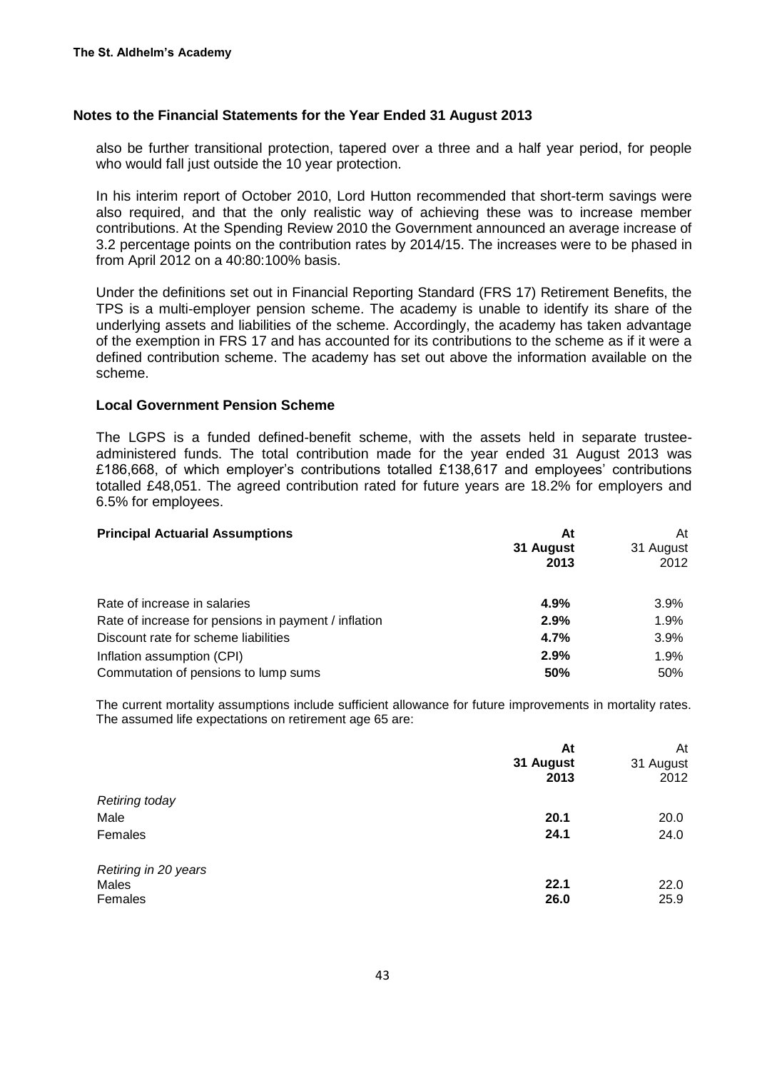## Notes to the Financial Statements for the Year Ended 31 August 2013

also be further transitional protection, tapered over a three and a half year period, for people who would fall just outside the 10 year protection.

In his interim report of October 2010, Lord Hutton recommended that short-term savings were also required, and that the only realistic way of achieving these was to increase member contributions. At the Spending Review 2010 the Government announced an average increase of 3.2 percentage points on the contribution rates by 2014/15. The increases were to be phased in from April 2012 on a 40:80:100% basis.

Under the definitions set out in Financial Reporting Standard (FRS 17) Retirement Benefits, the TPS is a multi-employer pension scheme. The academy is unable to identify its share of the underlying assets and liabilities of the scheme. Accordingly, the academy has taken advantage of the exemption in FRS 17 and has accounted for its contributions to the scheme as if it were a defined contribution scheme. The academy has set out above the information available on the scheme.

### Local Government Pension Scheme

The LGPS is a funded defined-benefit scheme, with the assets held in separate trustee-administered funds. The total contribution made for the year ended 31 August 2013 was £186,668, of which employer's contributions totalled £138,617 and employees' contributions totalled £48,051. The agreed contribution rated for future years are 18.2% for employers and 6.5% for employees.

| **Principal Actuarial Assumptions** | **At 31 August 2013** | At 31 August 2012 |
|---|---|---|
| Rate of increase in salaries | **4.9%** | 3.9% |
| Rate of increase for pensions in payment / inflation | **2.9%** | 1.9% |
| Discount rate for scheme liabilities | **4.7%** | 3.9% |
| Inflation assumption (CPI) | **2.9%** | 1.9% |
| Commutation of pensions to lump sums | **50%** | 50% |

The current mortality assumptions include sufficient allowance for future improvements in mortality rates. The assumed life expectations on retirement age 65 are:

| | **At 31 August 2013** | At 31 August 2012 |
|---|---|---|
| *Retiring today* | | |
| Male | **20.1** | 20.0 |
| Females | **24.1** | 24.0 |
| *Retiring in 20 years* | | |
| Males | **22.1** | 22.0 |
| Females | **26.0** | 25.9 |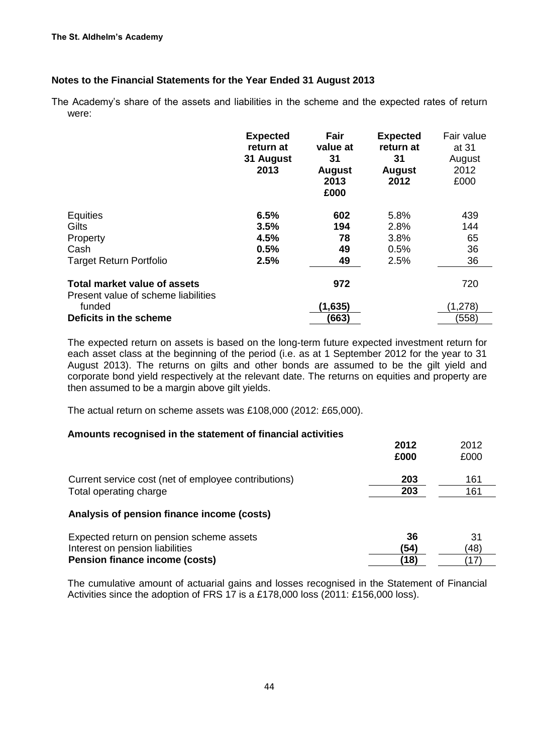**The St. Aldhelm's Academy**

**Notes to the Financial Statements for the Year Ended 31 August 2013**

The Academy's share of the assets and liabilities in the scheme and the expected rates of return were:

| | **Expected return at 31 August 2013** | **Fair value at 31 August 2013 £000** | **Expected return at 31 August 2012** | Fair value at 31 August 2012 £000 |
|---|---|---|---|---|
| Equities | **6.5%** | **602** | 5.8% | 439 |
| Gilts | **3.5%** | **194** | 2.8% | 144 |
| Property | **4.5%** | **78** | 3.8% | 65 |
| Cash | **0.5%** | **49** | 0.5% | 36 |
| Target Return Portfolio | **2.5%** | **49** | 2.5% | 36 |
| **Total market value of assets** | | **972** | | 720 |
| Present value of scheme liabilities funded | | **(1,635)** | | (1,278) |
| **Deficits in the scheme** | | **(663)** | | (558) |

The expected return on assets is based on the long-term future expected investment return for each asset class at the beginning of the period (i.e. as at 1 September 2012 for the year to 31 August 2013). The returns on gilts and other bonds are assumed to be the gilt yield and corporate bond yield respectively at the relevant date. The returns on equities and property are then assumed to be a margin above gilt yields.

The actual return on scheme assets was £108,000 (2012: £65,000).

**Amounts recognised in the statement of financial activities**

| | **2012 £000** | 2012 £000 |
|---|---|---|
| Current service cost (net of employee contributions) | **203** | 161 |
| Total operating charge | **203** | 161 |

**Analysis of pension finance income (costs)**

| | | |
|---|---|---|
| Expected return on pension scheme assets | **36** | 31 |
| Interest on pension liabilities | **(54)** | (48) |
| **Pension finance income (costs)** | **(18)** | (17) |

The cumulative amount of actuarial gains and losses recognised in the Statement of Financial Activities since the adoption of FRS 17 is a £178,000 loss (2011: £156,000 loss).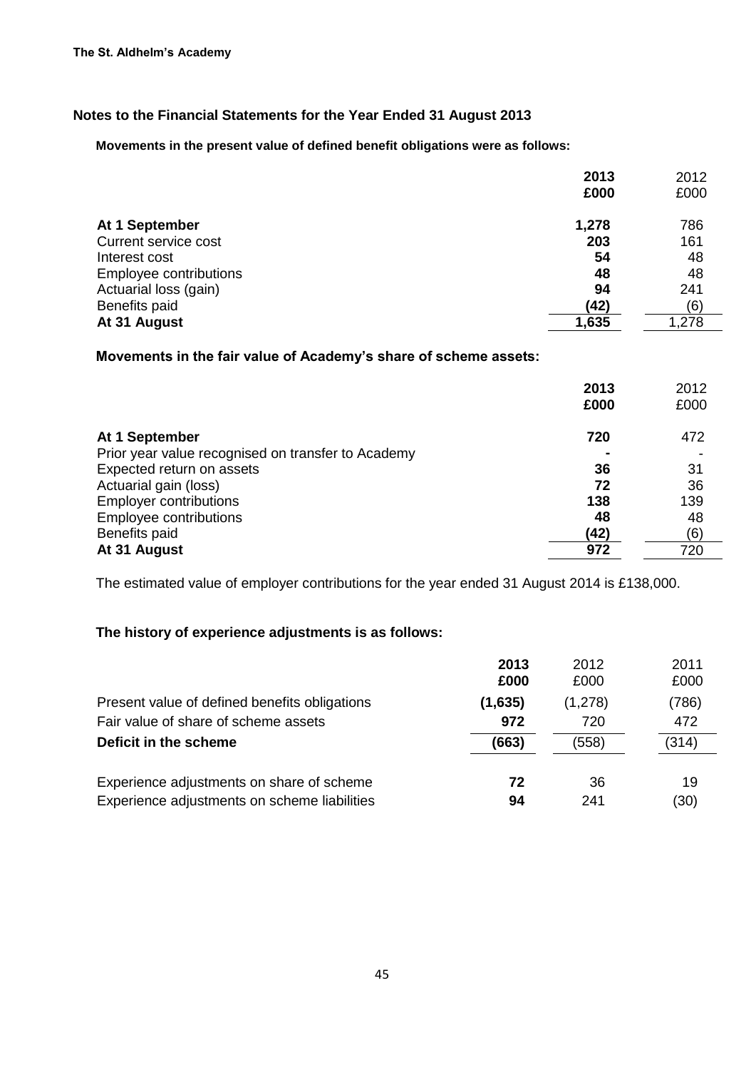## Notes to the Financial Statements for the Year Ended 31 August 2013

**Movements in the present value of defined benefit obligations were as follows:**

| | 2013 £000 | 2012 £000 |
|---|---|---|
| **At 1 September** | **1,278** | 786 |
| Current service cost | **203** | 161 |
| Interest cost | **54** | 48 |
| Employee contributions | **48** | 48 |
| Actuarial loss (gain) | **94** | 241 |
| Benefits paid | **(42)** | (6) |
| **At 31 August** | **1,635** | 1,278 |

**Movements in the fair value of Academy's share of scheme assets:**

| | 2013 £000 | 2012 £000 |
|---|---|---|
| **At 1 September** | **720** | 472 |
| Prior year value recognised on transfer to Academy | **-** | - |
| Expected return on assets | **36** | 31 |
| Actuarial gain (loss) | **72** | 36 |
| Employer contributions | **138** | 139 |
| Employee contributions | **48** | 48 |
| Benefits paid | **(42)** | (6) |
| **At 31 August** | **972** | 720 |

The estimated value of employer contributions for the year ended 31 August 2014 is £138,000.

**The history of experience adjustments is as follows:**

| | 2013 £000 | 2012 £000 | 2011 £000 |
|---|---|---|---|
| Present value of defined benefits obligations | **(1,635)** | (1,278) | (786) |
| Fair value of share of scheme assets | **972** | 720 | 472 |
| **Deficit in the scheme** | **(663)** | (558) | (314) |
| Experience adjustments on share of scheme | **72** | 36 | 19 |
| Experience adjustments on scheme liabilities | **94** | 241 | (30) |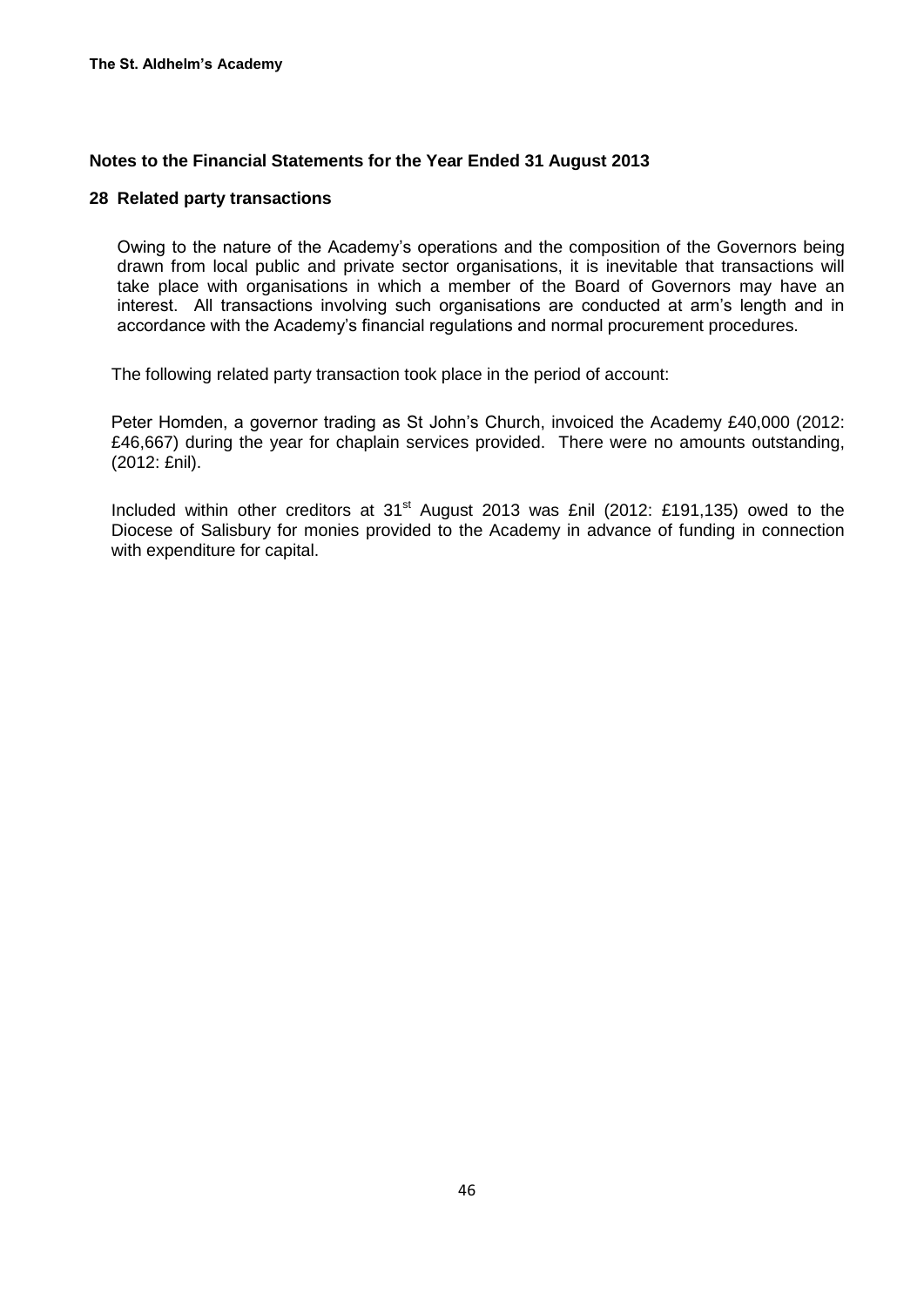## Notes to the Financial Statements for the Year Ended 31 August 2013

### 28 Related party transactions

Owing to the nature of the Academy's operations and the composition of the Governors being drawn from local public and private sector organisations, it is inevitable that transactions will take place with organisations in which a member of the Board of Governors may have an interest. All transactions involving such organisations are conducted at arm's length and in accordance with the Academy's financial regulations and normal procurement procedures.

The following related party transaction took place in the period of account:

Peter Homden, a governor trading as St John's Church, invoiced the Academy £40,000 (2012: £46,667) during the year for chaplain services provided. There were no amounts outstanding, (2012: £nil).

Included within other creditors at 31st August 2013 was £nil (2012: £191,135) owed to the Diocese of Salisbury for monies provided to the Academy in advance of funding in connection with expenditure for capital.